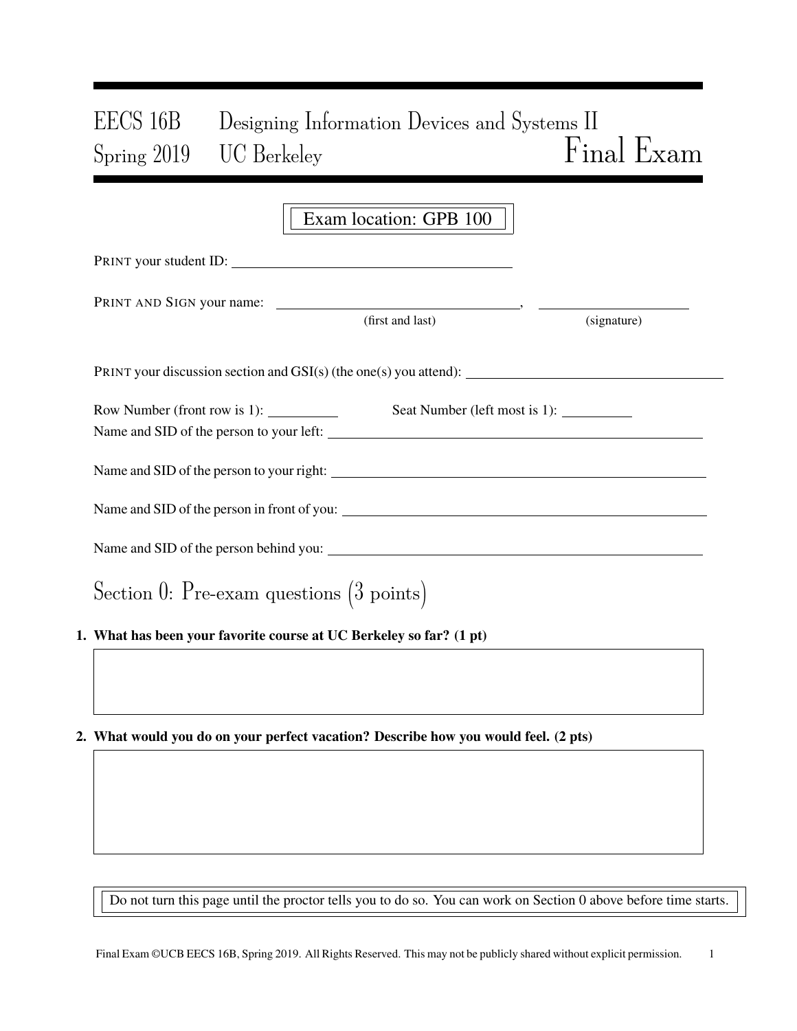# EECS 16B Designing Information Devices and Systems II
# Spring 2019 UC Berkeley Final Exam

Exam location: GPB 100

PRINT your student ID: ________________________________

PRINT AND SIGN your name: ________________________________, ____________________
(first and last) (signature)

PRINT your discussion section and GSI(s) (the one(s) you attend): ________________________________

Row Number (front row is 1): __________ Seat Number (left most is 1): __________

Name and SID of the person to your left: ________________________________

Name and SID of the person to your right: ________________________________

Name and SID of the person in front of you: ________________________________

Name and SID of the person behind you: ________________________________

## Section 0: Pre-exam questions (3 points)

**1. What has been your favorite course at UC Berkeley so far? (1 pt)**

**2. What would you do on your perfect vacation? Describe how you would feel. (2 pts)**

Do not turn this page until the proctor tells you to do so. You can work on Section 0 above before time starts.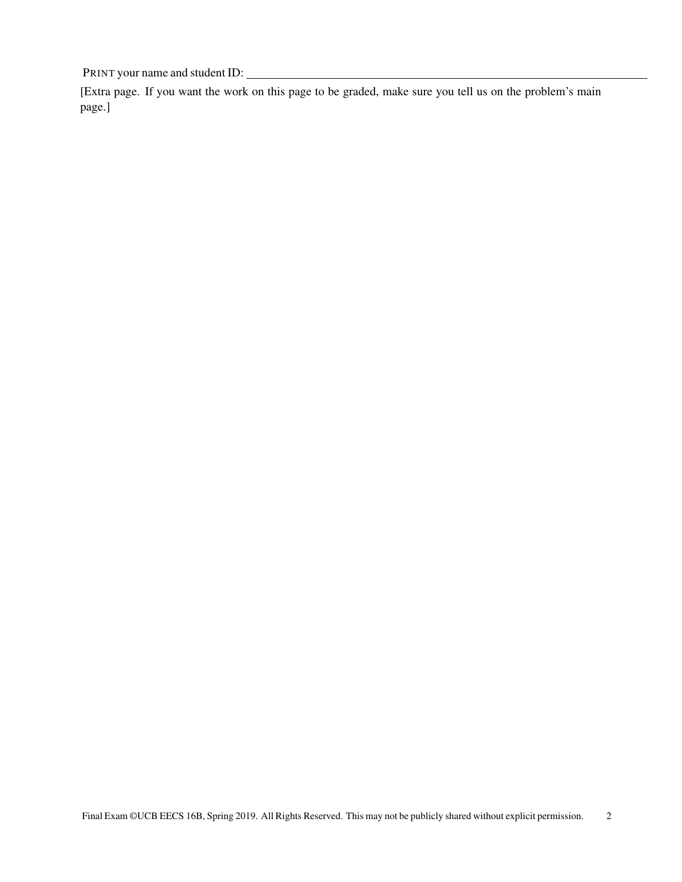PRINT your name and student ID: ____________________________________________

[Extra page. If you want the work on this page to be graded, make sure you tell us on the problem's main page.]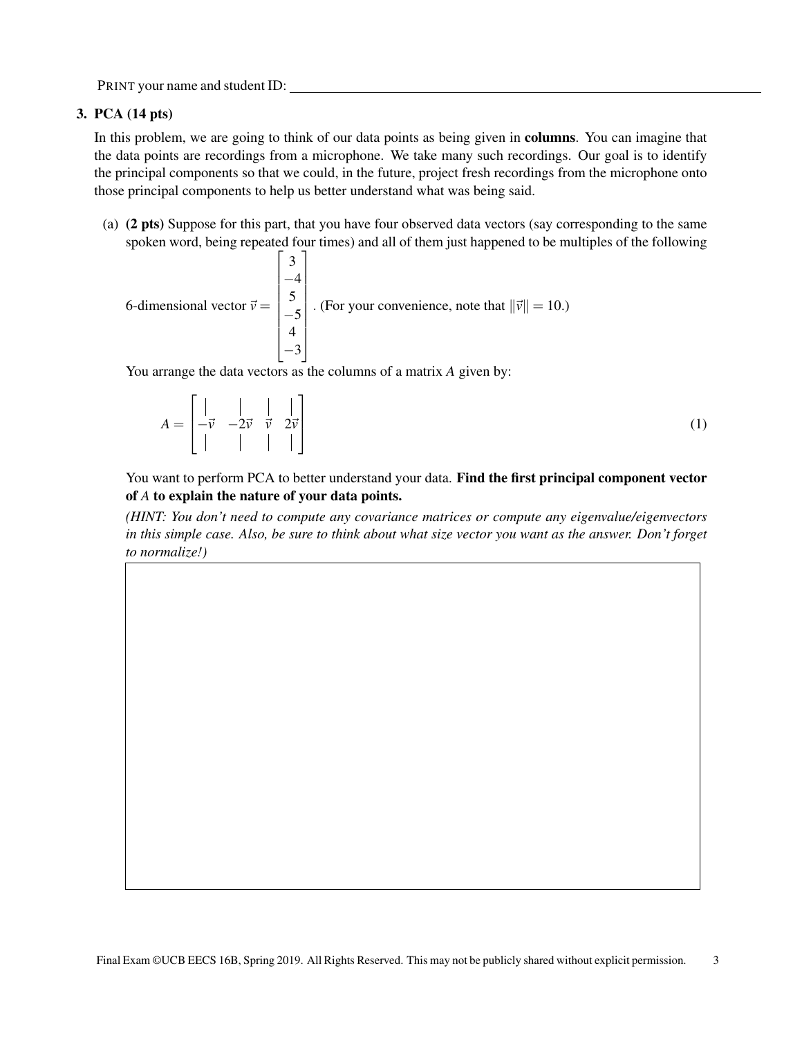PRINT your name and student ID: ______________________________

## 3. PCA (14 pts)

In this problem, we are going to think of our data points as being given in **columns**. You can imagine that the data points are recordings from a microphone. We take many such recordings. Our goal is to identify the principal components so that we could, in the future, project fresh recordings from the microphone onto those principal components to help us better understand what was being said.

(a) **(2 pts)** Suppose for this part, that you have four observed data vectors (say corresponding to the same spoken word, being repeated four times) and all of them just happened to be multiples of the following 6-dimensional vector $\vec{v} = \begin{bmatrix} 3 \\ -4 \\ 5 \\ -5 \\ 4 \\ -3 \end{bmatrix}$. (For your convenience, note that $\|\vec{v}\| = 10$.)

You arrange the data vectors as the columns of a matrix $A$ given by:

$$A = \begin{bmatrix} | & | & | & | \\ -\vec{v} & -2\vec{v} & \vec{v} & 2\vec{v} \\ | & | & | & | \end{bmatrix} \tag{1}$$

You want to perform PCA to better understand your data. **Find the first principal component vector of $A$ to explain the nature of your data points.**

*(HINT: You don't need to compute any covariance matrices or compute any eigenvalue/eigenvectors in this simple case. Also, be sure to think about what size vector you want as the answer. Don't forget to normalize!)*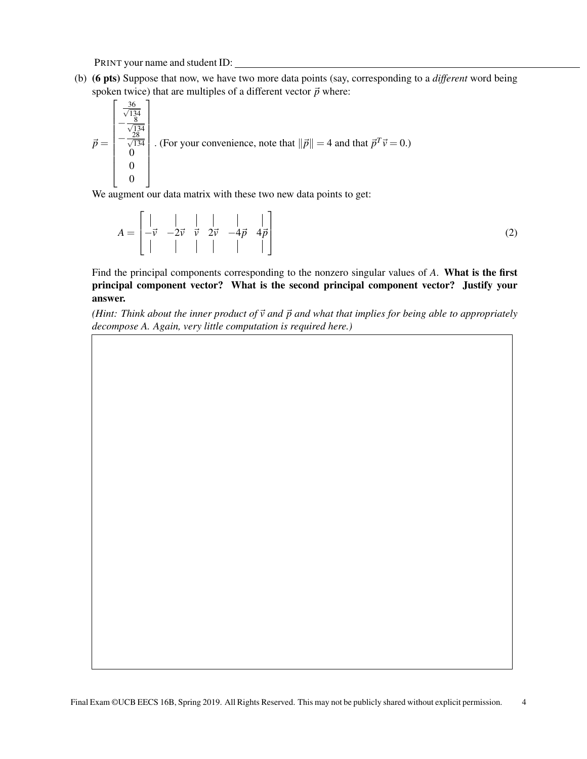PRINT your name and student ID: ______________________________

(b) **(6 pts)** Suppose that now, we have two more data points (say, corresponding to a *different* word being spoken twice) that are multiples of a different vector $\vec{p}$ where:

$\vec{p} = \begin{bmatrix} \frac{36}{\sqrt{134}} \\ -\frac{8}{\sqrt{134}} \\ -\frac{28}{\sqrt{134}} \\ 0 \\ 0 \\ 0 \end{bmatrix}$. (For your convenience, note that $\|\vec{p}\| = 4$ and that $\vec{p}^T\vec{v} = 0$.)

We augment our data matrix with these two new data points to get:

$$A = \begin{bmatrix} | & | & | & | & | & | \\ -\vec{v} & -2\vec{v} & \vec{v} & 2\vec{v} & -4\vec{p} & 4\vec{p} \\ | & | & | & | & | & | \end{bmatrix} \tag{2}$$

Find the principal components corresponding to the nonzero singular values of $A$. **What is the first principal component vector? What is the second principal component vector? Justify your answer.**

*(Hint: Think about the inner product of $\vec{v}$ and $\vec{p}$ and what that implies for being able to appropriately decompose A. Again, very little computation is required here.)*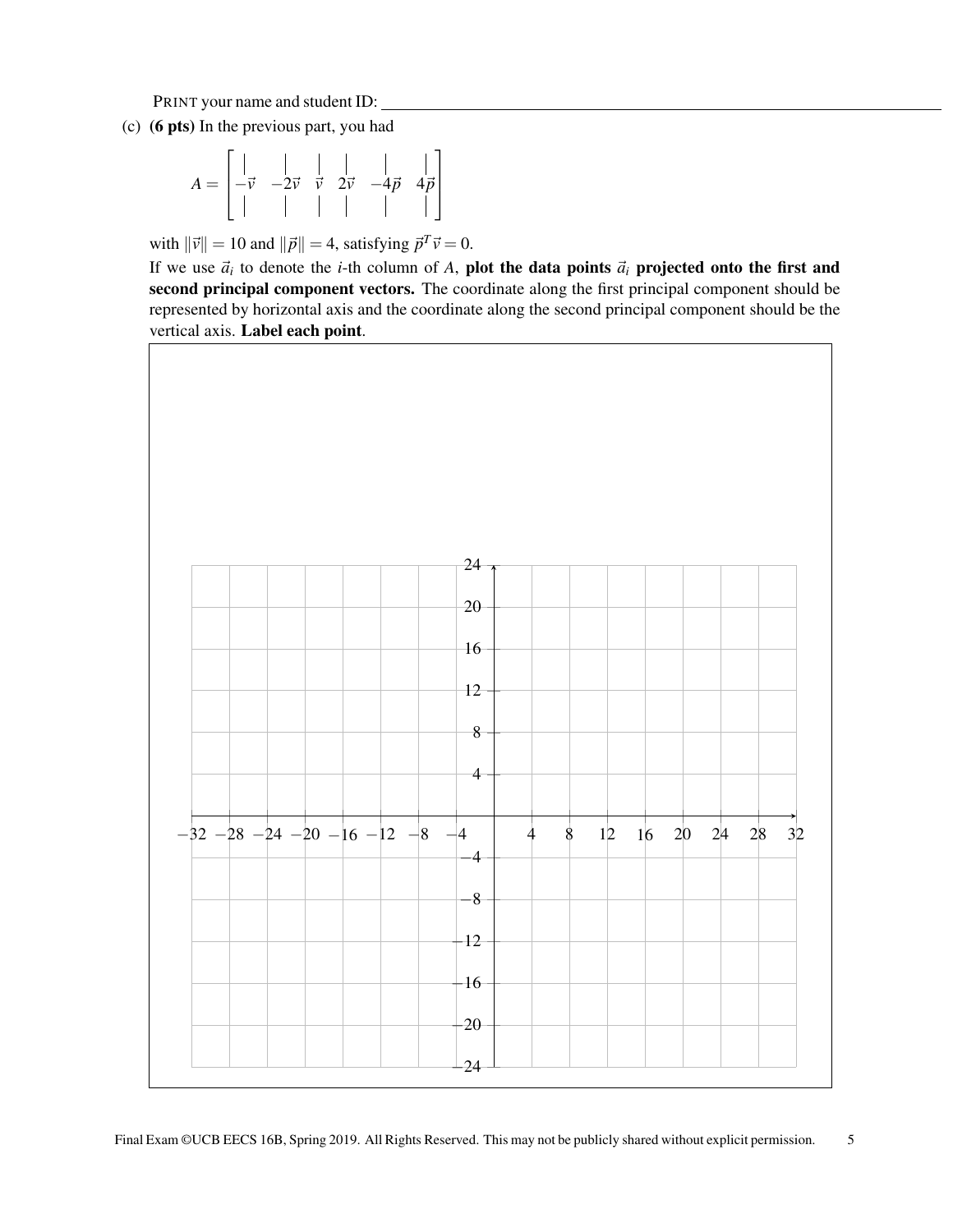PRINT your name and student ID: ___________________________________________

(c) **(6 pts)** In the previous part, you had

$$A = \begin{bmatrix} | & | & | & | & | & | \\ -\vec{v} & -2\vec{v} & \vec{v} & 2\vec{v} & -4\vec{p} & 4\vec{p} \\ | & | & | & | & | & | \end{bmatrix}$$

with $\|\vec{v}\| = 10$ and $\|\vec{p}\| = 4$, satisfying $\vec{p}^T\vec{v} = 0$.

If we use $\vec{a}_i$ to denote the $i$-th column of $A$, **plot the data points $\vec{a}_i$ projected onto the first and second principal component vectors.** The coordinate along the first principal component should be represented by horizontal axis and the coordinate along the second principal component should be the vertical axis. **Label each point**.

(Blank grid: horizontal axis from $-32$ to $32$ in steps of 4; vertical axis from $-24$ to $24$ in steps of 4.)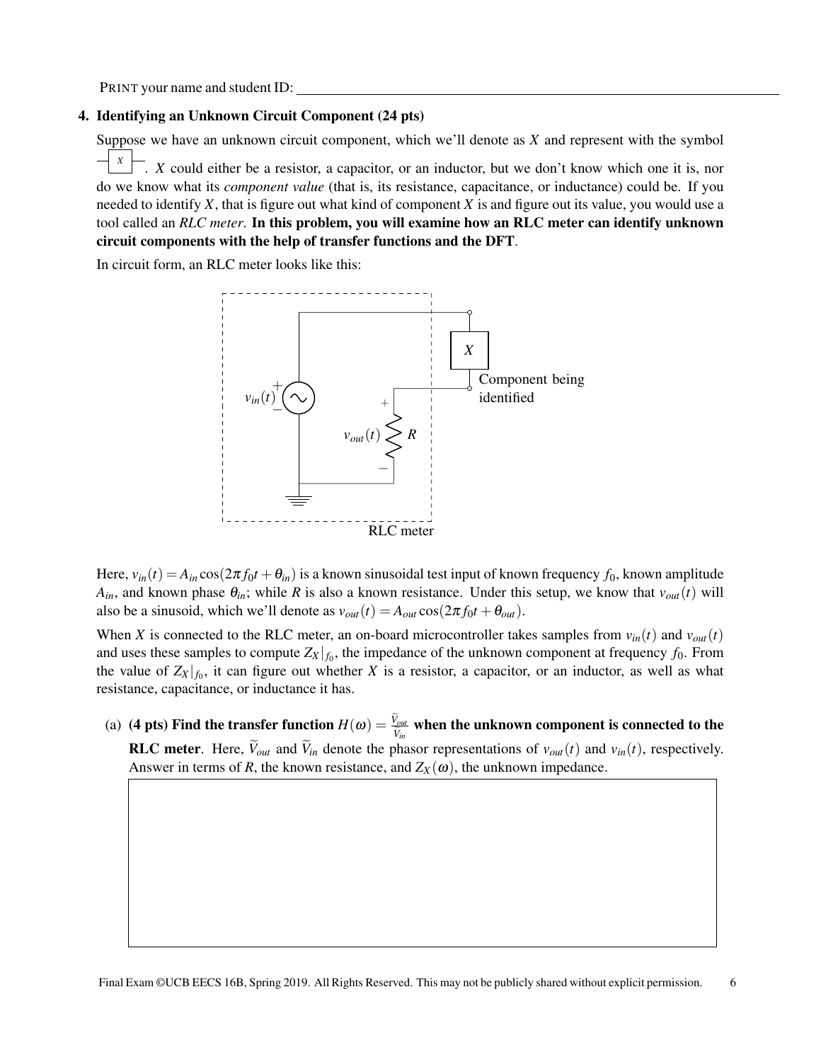PRINT your name and student ID: ____________________

## 4. Identifying an Unknown Circuit Component (24 pts)

Suppose we have an unknown circuit component, which we'll denote as $X$ and represent with the symbol $X$. $X$ could either be a resistor, a capacitor, or an inductor, but we don't know which one it is, nor do we know what its *component value* (that is, its resistance, capacitance, or inductance) could be. If you needed to identify $X$, that is figure out what kind of component $X$ is and figure out its value, you would use a tool called an *RLC meter*. **In this problem, you will examine how an RLC meter can identify unknown circuit components with the help of transfer functions and the DFT.**

In circuit form, an RLC meter looks like this:

Component being identified

RLC meter

Here, $v_{in}(t) = A_{in}\cos(2\pi f_0 t + \theta_{in})$ is a known sinusoidal test input of known frequency $f_0$, known amplitude $A_{in}$, and known phase $\theta_{in}$; while $R$ is also a known resistance. Under this setup, we know that $v_{out}(t)$ will also be a sinusoid, which we'll denote as $v_{out}(t) = A_{out}\cos(2\pi f_0 t + \theta_{out})$.

When $X$ is connected to the RLC meter, an on-board microcontroller takes samples from $v_{in}(t)$ and $v_{out}(t)$ and uses these samples to compute $Z_X|_{f_0}$, the impedance of the unknown component at frequency $f_0$. From the value of $Z_X|_{f_0}$, it can figure out whether $X$ is a resistor, a capacitor, or an inductor, as well as what resistance, capacitance, or inductance it has.

(a) **(4 pts) Find the transfer function $H(\omega) = \frac{\widetilde{V}_{out}}{\widetilde{V}_{in}}$ when the unknown component is connected to the RLC meter**. Here, $\widetilde{V}_{out}$ and $\widetilde{V}_{in}$ denote the phasor representations of $v_{out}(t)$ and $v_{in}(t)$, respectively. Answer in terms of $R$, the known resistance, and $Z_X(\omega)$, the unknown impedance.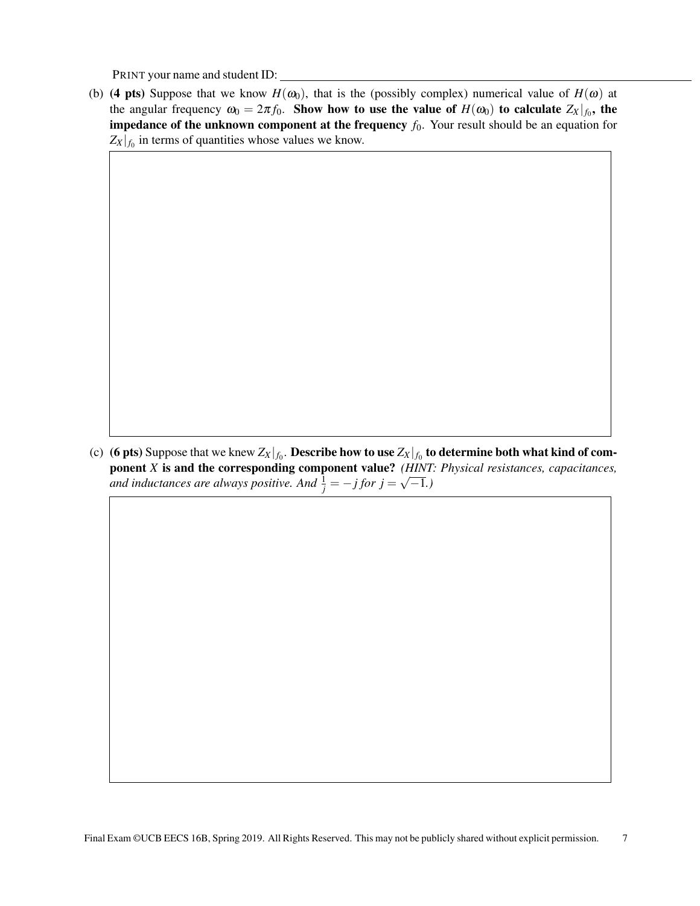PRINT your name and student ID:

(b) **(4 pts)** Suppose that we know $H(\omega_0)$, that is the (possibly complex) numerical value of $H(\omega)$ at the angular frequency $\omega_0 = 2\pi f_0$. **Show how to use the value of $H(\omega_0)$ to calculate $Z_X|_{f_0}$, the impedance of the unknown component at the frequency** $f_0$. Your result should be an equation for $Z_X|_{f_0}$ in terms of quantities whose values we know.

(c) **(6 pts)** Suppose that we knew $Z_X|_{f_0}$. **Describe how to use $Z_X|_{f_0}$ to determine both what kind of component $X$ is and the corresponding component value?** *(HINT: Physical resistances, capacitances, and inductances are always positive. And $\frac{1}{j} = -j$ for $j = \sqrt{-1}$.)*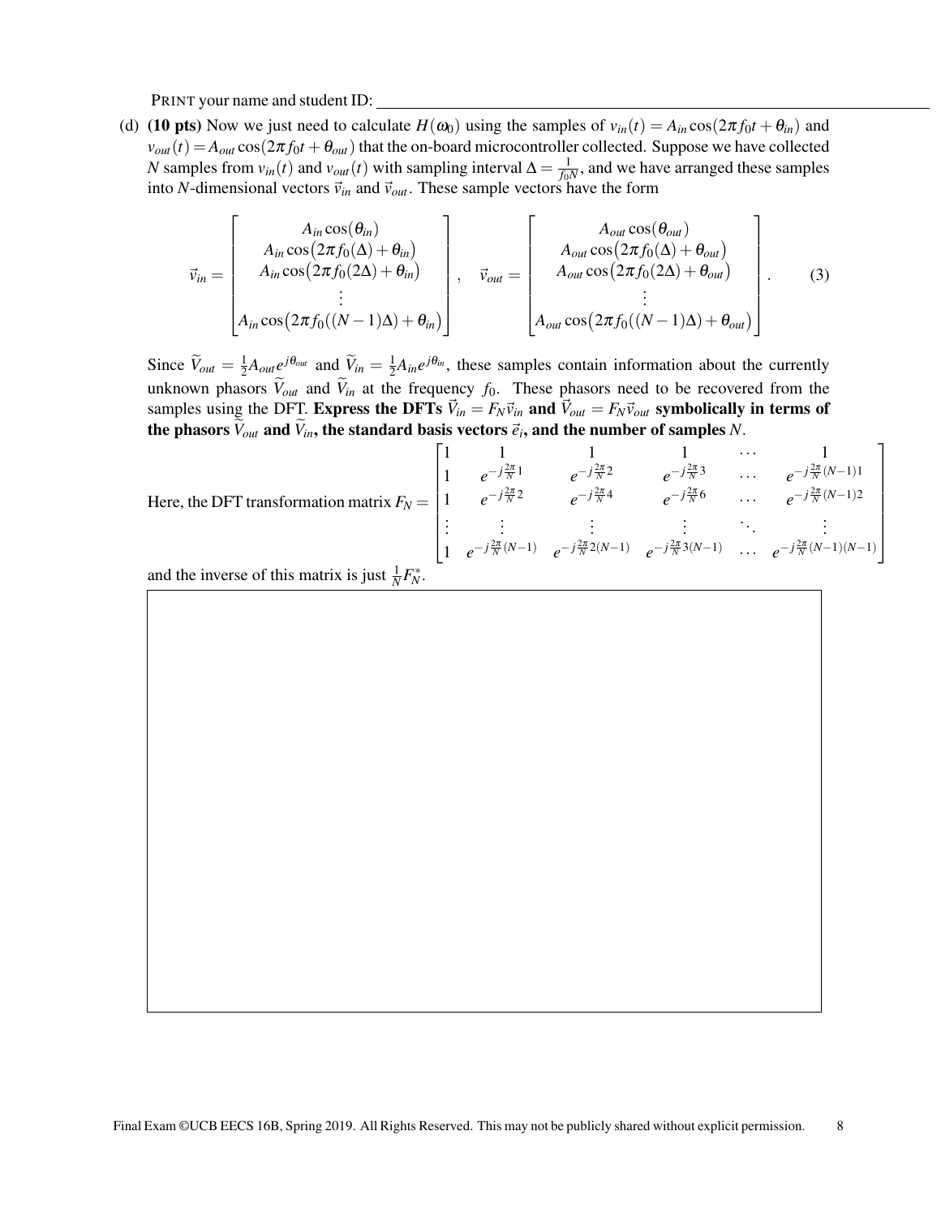PRINT your name and student ID: \_\_\_\_\_\_\_\_\_\_\_\_\_\_\_\_\_\_\_\_\_\_\_\_\_\_\_\_\_\_

(d) **(10 pts)** Now we just need to calculate $H(\omega_0)$ using the samples of $v_{in}(t) = A_{in}\cos(2\pi f_0 t + \theta_{in})$ and $v_{out}(t) = A_{out}\cos(2\pi f_0 t + \theta_{out})$ that the on-board microcontroller collected. Suppose we have collected $N$ samples from $v_{in}(t)$ and $v_{out}(t)$ with sampling interval $\Delta = \frac{1}{f_0 N}$, and we have arranged these samples into $N$-dimensional vectors $\vec{v}_{in}$ and $\vec{v}_{out}$. These sample vectors have the form

$$\vec{v}_{in} = \begin{bmatrix} A_{in}\cos(\theta_{in}) \\ A_{in}\cos\big(2\pi f_0(\Delta) + \theta_{in}\big) \\ A_{in}\cos\big(2\pi f_0(2\Delta) + \theta_{in}\big) \\ \vdots \\ A_{in}\cos\big(2\pi f_0((N-1)\Delta) + \theta_{in}\big) \end{bmatrix}, \quad \vec{v}_{out} = \begin{bmatrix} A_{out}\cos(\theta_{out}) \\ A_{out}\cos\big(2\pi f_0(\Delta) + \theta_{out}\big) \\ A_{out}\cos\big(2\pi f_0(2\Delta) + \theta_{out}\big) \\ \vdots \\ A_{out}\cos\big(2\pi f_0((N-1)\Delta) + \theta_{out}\big) \end{bmatrix}. \tag{3}$$

Since $\widetilde{V}_{out} = \frac{1}{2}A_{out}e^{j\theta_{out}}$ and $\widetilde{V}_{in} = \frac{1}{2}A_{in}e^{j\theta_{in}}$, these samples contain information about the currently unknown phasors $\widetilde{V}_{out}$ and $\widetilde{V}_{in}$ at the frequency $f_0$. These phasors need to be recovered from the samples using the DFT. **Express the DFTs $\vec{V}_{in} = F_N\vec{v}_{in}$ and $\vec{V}_{out} = F_N\vec{v}_{out}$ symbolically in terms of the phasors $\widetilde{V}_{out}$ and $\widetilde{V}_{in}$, the standard basis vectors $\vec{e}_i$, and the number of samples $N$.**

Here, the DFT transformation matrix $F_N = \begin{bmatrix} 1 & 1 & 1 & 1 & \cdots & 1 \\ 1 & e^{-j\frac{2\pi}{N}1} & e^{-j\frac{2\pi}{N}2} & e^{-j\frac{2\pi}{N}3} & \cdots & e^{-j\frac{2\pi}{N}(N-1)1} \\ 1 & e^{-j\frac{2\pi}{N}2} & e^{-j\frac{2\pi}{N}4} & e^{-j\frac{2\pi}{N}6} & \cdots & e^{-j\frac{2\pi}{N}(N-1)2} \\ \vdots & \vdots & \vdots & \vdots & \ddots & \vdots \\ 1 & e^{-j\frac{2\pi}{N}(N-1)} & e^{-j\frac{2\pi}{N}2(N-1)} & e^{-j\frac{2\pi}{N}3(N-1)} & \cdots & e^{-j\frac{2\pi}{N}(N-1)(N-1)} \end{bmatrix}$

and the inverse of this matrix is just $\frac{1}{N}F_N^*$.

Final Exam ©UCB EECS 16B, Spring 2019. All Rights Reserved. This may not be publicly shared without explicit permission.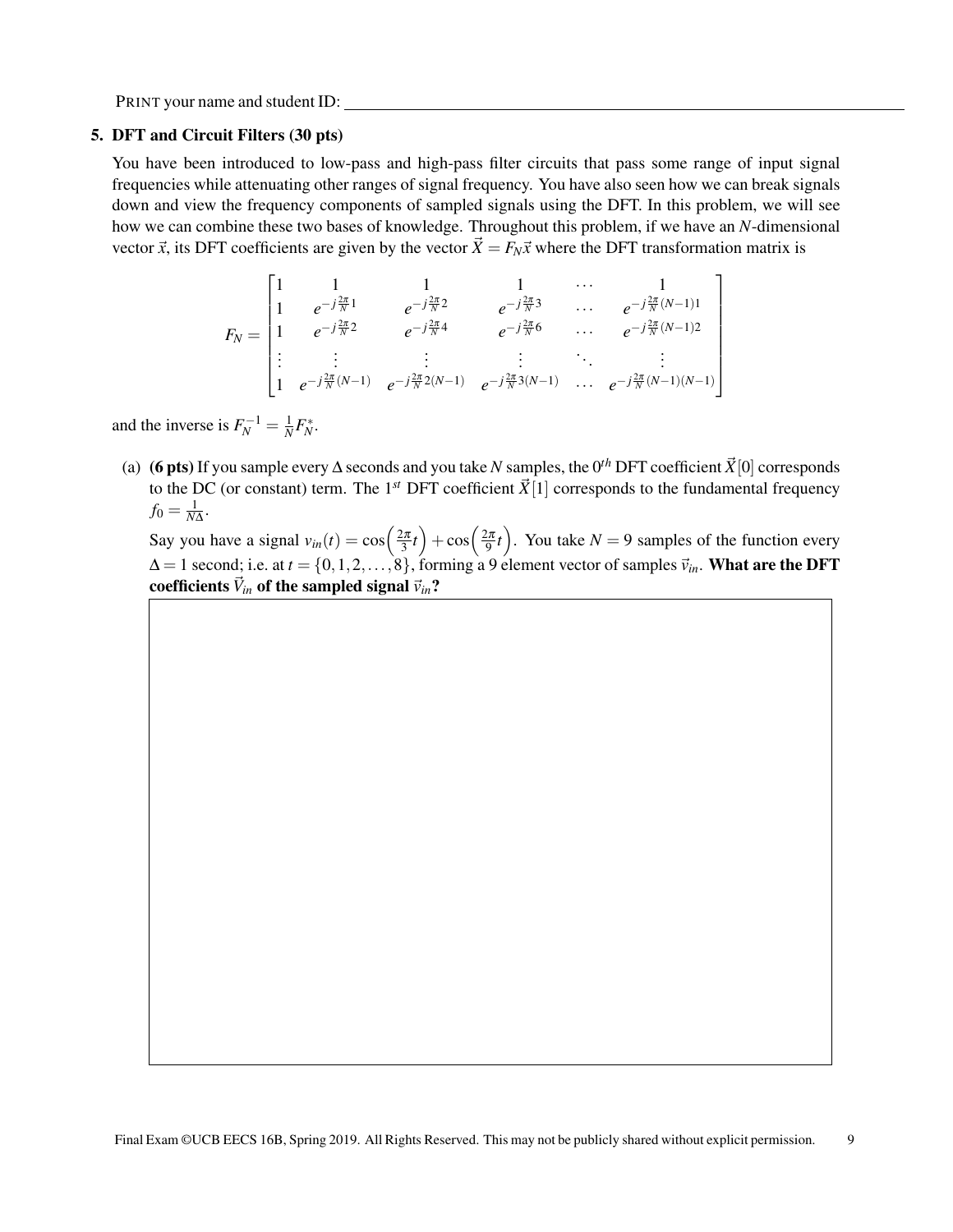PRINT your name and student ID: ______________________________

## 5. DFT and Circuit Filters (30 pts)

You have been introduced to low-pass and high-pass filter circuits that pass some range of input signal frequencies while attenuating other ranges of signal frequency. You have also seen how we can break signals down and view the frequency components of sampled signals using the DFT. In this problem, we will see how we can combine these two bases of knowledge. Throughout this problem, if we have an $N$-dimensional vector $\vec{x}$, its DFT coefficients are given by the vector $\vec{X} = F_N \vec{x}$ where the DFT transformation matrix is

$$F_N = \begin{bmatrix} 1 & 1 & 1 & 1 & \cdots & 1 \\ 1 & e^{-j\frac{2\pi}{N}1} & e^{-j\frac{2\pi}{N}2} & e^{-j\frac{2\pi}{N}3} & \cdots & e^{-j\frac{2\pi}{N}(N-1)1} \\ 1 & e^{-j\frac{2\pi}{N}2} & e^{-j\frac{2\pi}{N}4} & e^{-j\frac{2\pi}{N}6} & \cdots & e^{-j\frac{2\pi}{N}(N-1)2} \\ \vdots & \vdots & \vdots & \vdots & \ddots & \vdots \\ 1 & e^{-j\frac{2\pi}{N}(N-1)} & e^{-j\frac{2\pi}{N}2(N-1)} & e^{-j\frac{2\pi}{N}3(N-1)} & \cdots & e^{-j\frac{2\pi}{N}(N-1)(N-1)} \end{bmatrix}$$

and the inverse is $F_N^{-1} = \frac{1}{N} F_N^*$.

(a) **(6 pts)** If you sample every $\Delta$ seconds and you take $N$ samples, the $0^{th}$ DFT coefficient $\vec{X}[0]$ corresponds to the DC (or constant) term. The $1^{st}$ DFT coefficient $\vec{X}[1]$ corresponds to the fundamental frequency $f_0 = \frac{1}{N\Delta}$.

Say you have a signal $v_{in}(t) = \cos\left(\frac{2\pi}{3}t\right) + \cos\left(\frac{2\pi}{9}t\right)$. You take $N = 9$ samples of the function every $\Delta = 1$ second; i.e. at $t = \{0, 1, 2, \ldots, 8\}$, forming a 9 element vector of samples $\vec{v}_{in}$. **What are the DFT coefficients $\vec{V}_{in}$ of the sampled signal $\vec{v}_{in}$?**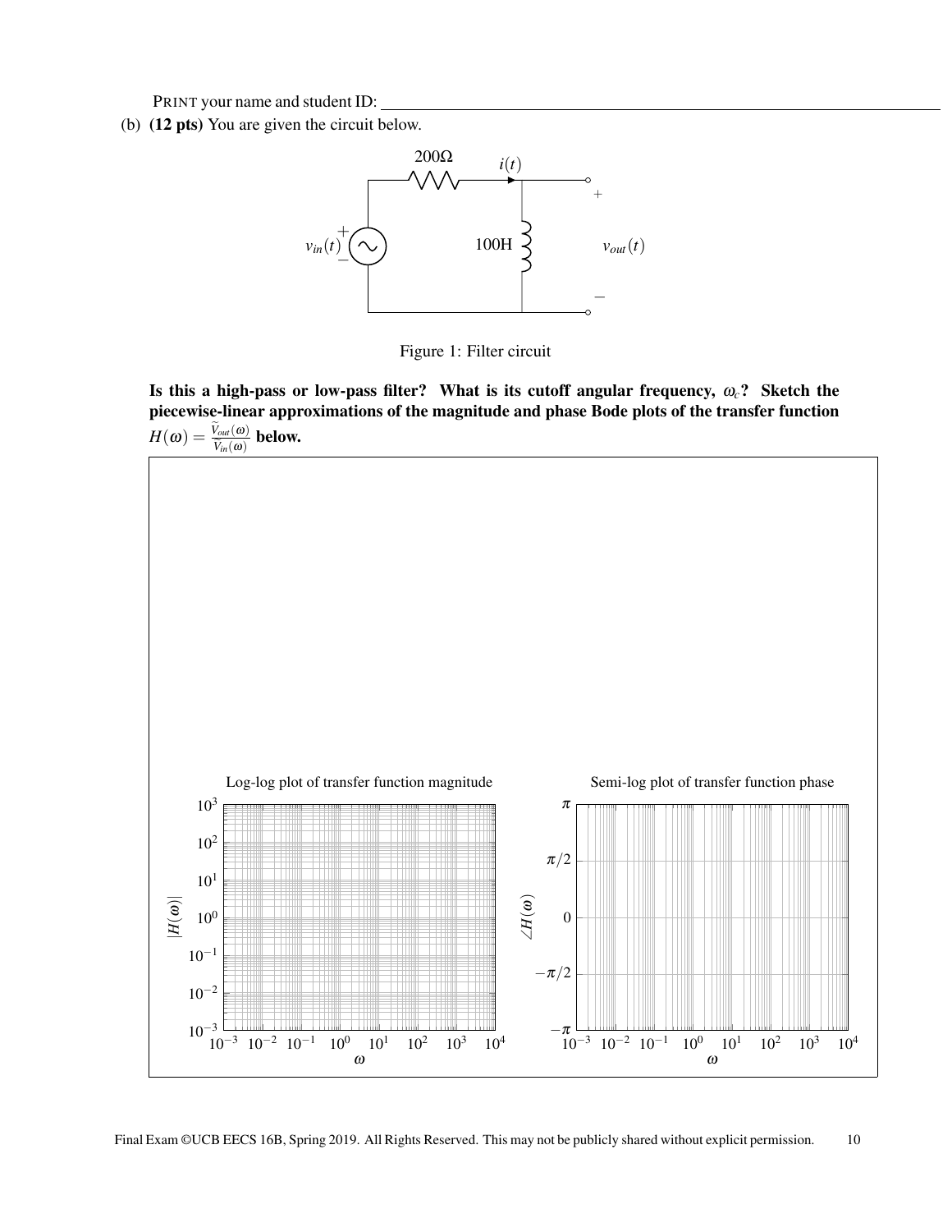PRINT your name and student ID: ______________________________

(b) **(12 pts)** You are given the circuit below.

Figure 1: Filter circuit

**Is this a high-pass or low-pass filter? What is its cutoff angular frequency, $\omega_c$? Sketch the piecewise-linear approximations of the magnitude and phase Bode plots of the transfer function $H(\omega) = \frac{\widetilde{V}_{out}(\omega)}{\widetilde{V}_{in}(\omega)}$ below.**

Log-log plot of transfer function magnitude

Semi-log plot of transfer function phase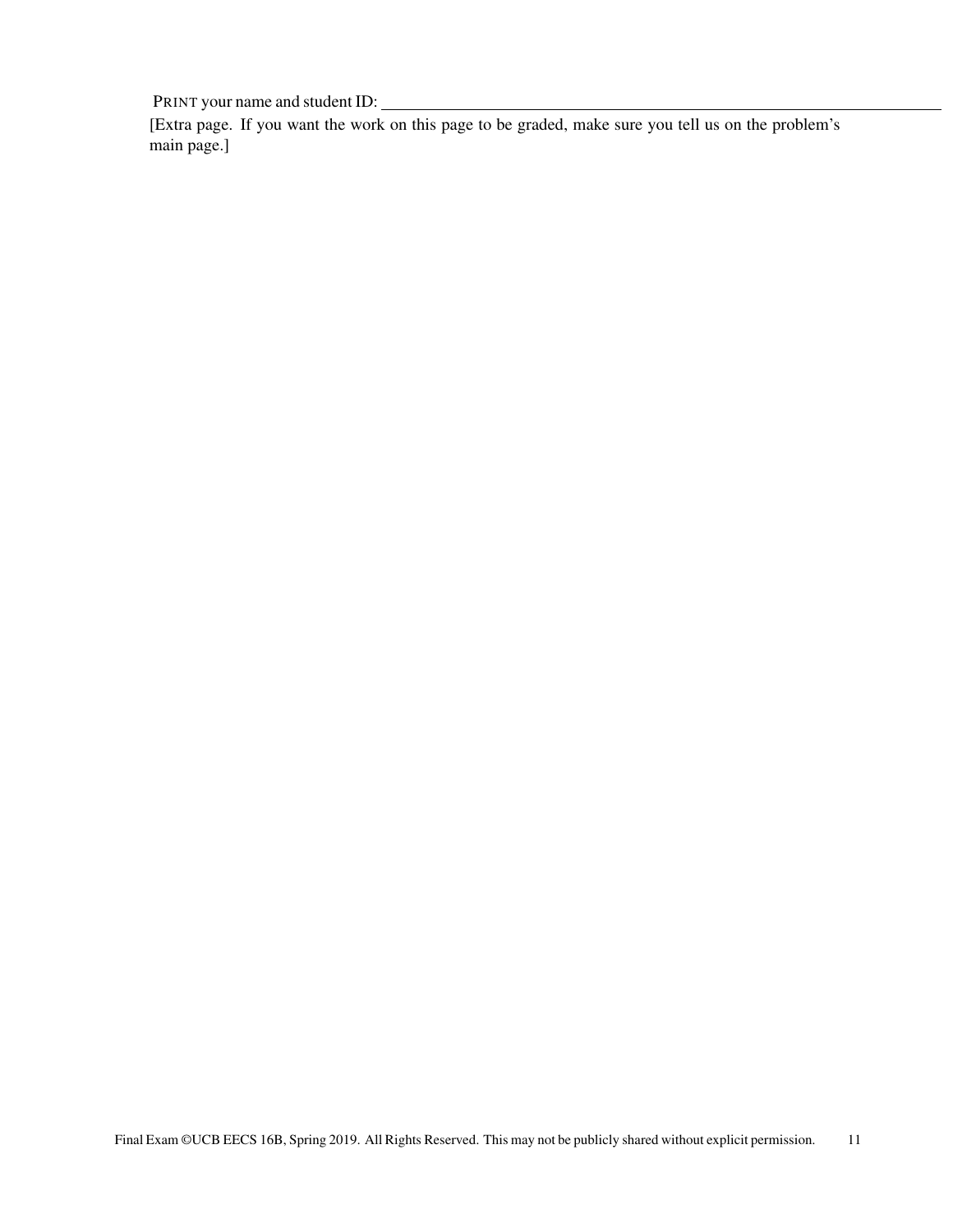PRINT your name and student ID: \_\_\_\_\_\_\_\_\_\_\_\_\_\_\_\_\_\_\_\_\_\_\_\_\_\_\_\_\_\_\_\_\_\_\_\_\_\_\_\_

[Extra page. If you want the work on this page to be graded, make sure you tell us on the problem's main page.]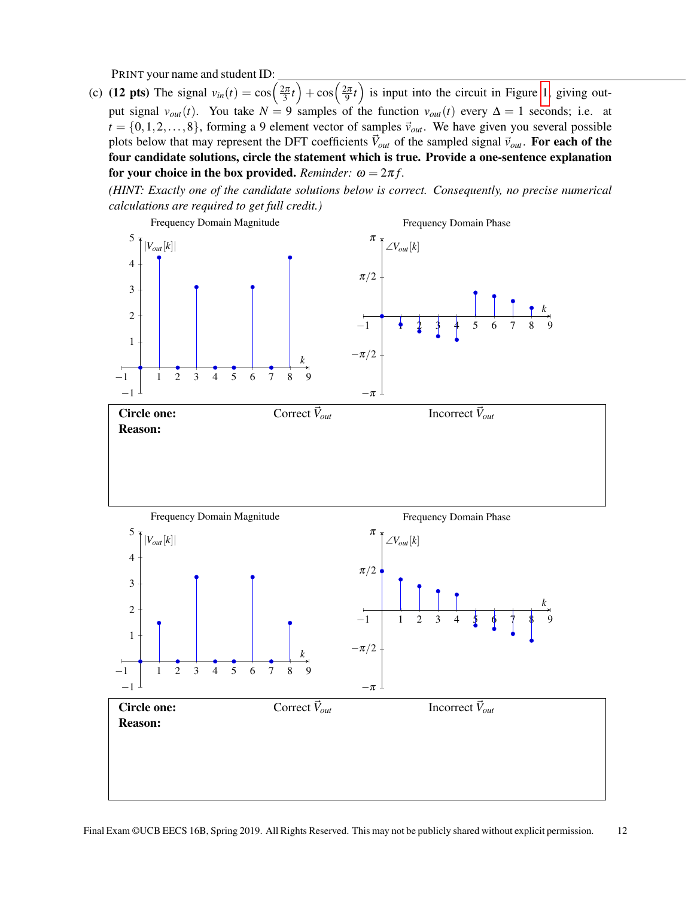PRINT your name and student ID: ________________________________

(c) **(12 pts)** The signal $v_{in}(t) = \cos\left(\frac{2\pi}{3}t\right) + \cos\left(\frac{2\pi}{9}t\right)$ is input into the circuit in Figure 1, giving output signal $v_{out}(t)$. You take $N = 9$ samples of the function $v_{out}(t)$ every $\Delta = 1$ seconds; i.e. at $t = \{0, 1, 2, \ldots, 8\}$, forming a 9 element vector of samples $\vec{v}_{out}$. We have given you several possible plots below that may represent the DFT coefficients $\vec{V}_{out}$ of the sampled signal $\vec{v}_{out}$. **For each of the four candidate solutions, circle the statement which is true. Provide a one-sentence explanation for your choice in the box provided.** *Reminder:* $\omega = 2\pi f$.

*(HINT: Exactly one of the candidate solutions below is correct. Consequently, no precise numerical calculations are required to get full credit.)*

Frequency Domain Magnitude — $|V_{out}[k]|$ vs. $k$

Frequency Domain Phase — $\angle V_{out}[k]$ vs. $k$

**Circle one:** Correct $\vec{V}_{out}$ Incorrect $\vec{V}_{out}$

**Reason:**

Frequency Domain Magnitude — $|V_{out}[k]|$ vs. $k$

Frequency Domain Phase — $\angle V_{out}[k]$ vs. $k$

**Circle one:** Correct $\vec{V}_{out}$ Incorrect $\vec{V}_{out}$

**Reason:**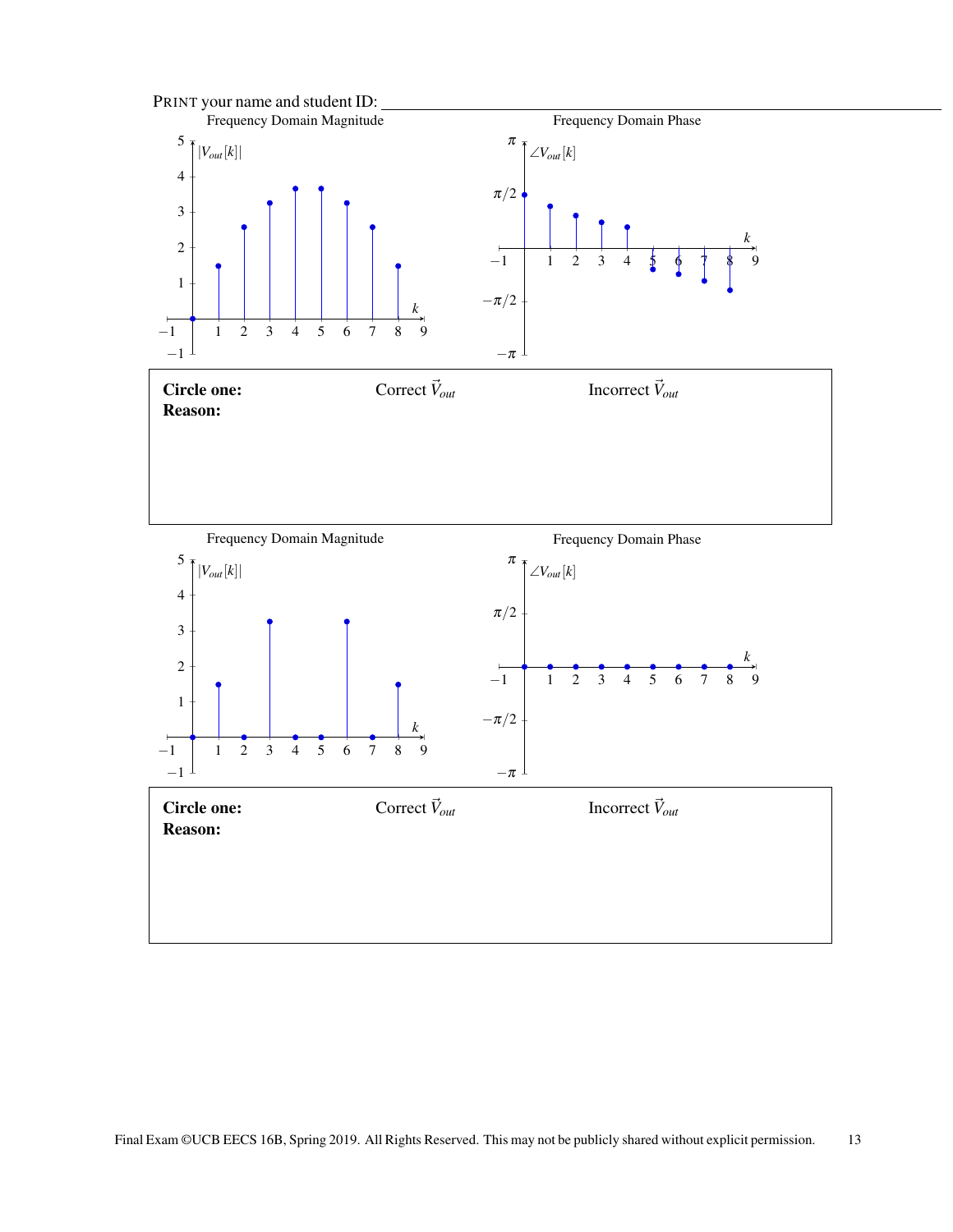PRINT your name and student ID: \_\_\_\_\_\_\_\_\_\_\_\_\_\_\_\_\_\_\_\_\_\_\_\_\_\_\_\_\_\_

Frequency Domain Magnitude

Frequency Domain Phase

**Circle one:** Correct $\vec{V}_{out}$ Incorrect $\vec{V}_{out}$

**Reason:**

Frequency Domain Magnitude

Frequency Domain Phase

**Circle one:** Correct $\vec{V}_{out}$ Incorrect $\vec{V}_{out}$

**Reason:**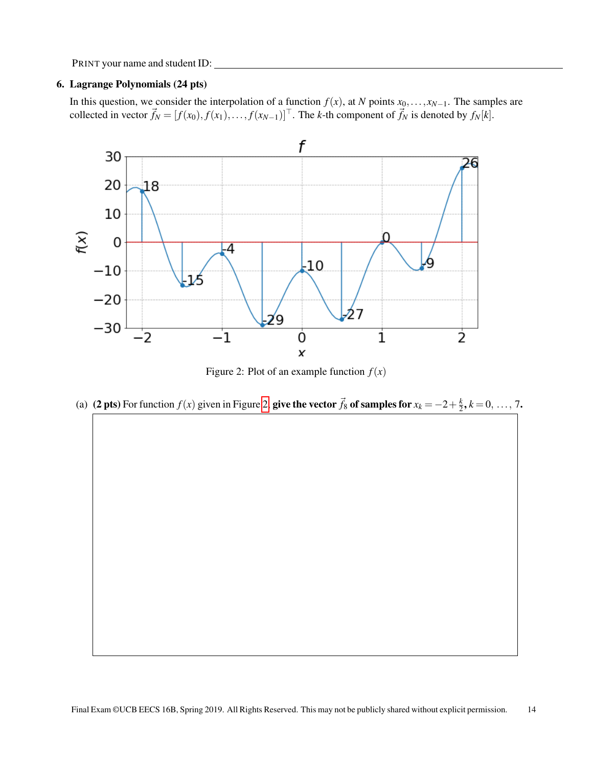PRINT your name and student ID: ________________________________

## 6. Lagrange Polynomials (24 pts)

In this question, we consider the interpolation of a function $f(x)$, at $N$ points $x_0, \ldots, x_{N-1}$. The samples are collected in vector $\vec{f}_N = [f(x_0), f(x_1), \ldots, f(x_{N-1})]^\top$. The $k$-th component of $\vec{f}_N$ is denoted by $f_N[k]$.

Figure 2: Plot of an example function $f(x)$

(a) **(2 pts)** For function $f(x)$ given in Figure 2, **give the vector $\vec{f}_8$ of samples for** $x_k = -2 + \frac{k}{2}$, $k = 0, \ldots, 7$.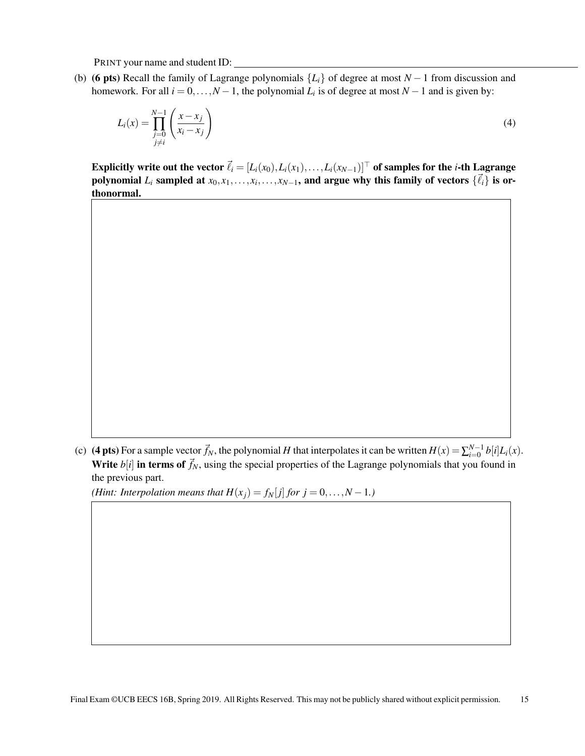PRINT your name and student ID: ______________________________

(b) **(6 pts)** Recall the family of Lagrange polynomials $\{L_i\}$ of degree at most $N-1$ from discussion and homework. For all $i = 0, \ldots, N-1$, the polynomial $L_i$ is of degree at most $N-1$ and is given by:

$$L_i(x) = \prod_{\substack{j=0 \\ j \neq i}}^{N-1} \left( \frac{x - x_j}{x_i - x_j} \right) \tag{4}$$

**Explicitly write out the vector $\vec{\ell}_i = [L_i(x_0), L_i(x_1), \ldots, L_i(x_{N-1})]^\top$ of samples for the $i$-th Lagrange polynomial $L_i$ sampled at $x_0, x_1, \ldots, x_i, \ldots, x_{N-1}$, and argue why this family of vectors $\{\vec{\ell}_i\}$ is orthonormal.**

(c) **(4 pts)** For a sample vector $\vec{f}_N$, the polynomial $H$ that interpolates it can be written $H(x) = \sum_{i=0}^{N-1} b[i] L_i(x)$. **Write $b[i]$ in terms of $\vec{f}_N$**, using the special properties of the Lagrange polynomials that you found in the previous part.

*(Hint: Interpolation means that $H(x_j) = f_N[j]$ for $j = 0, \ldots, N-1$.)*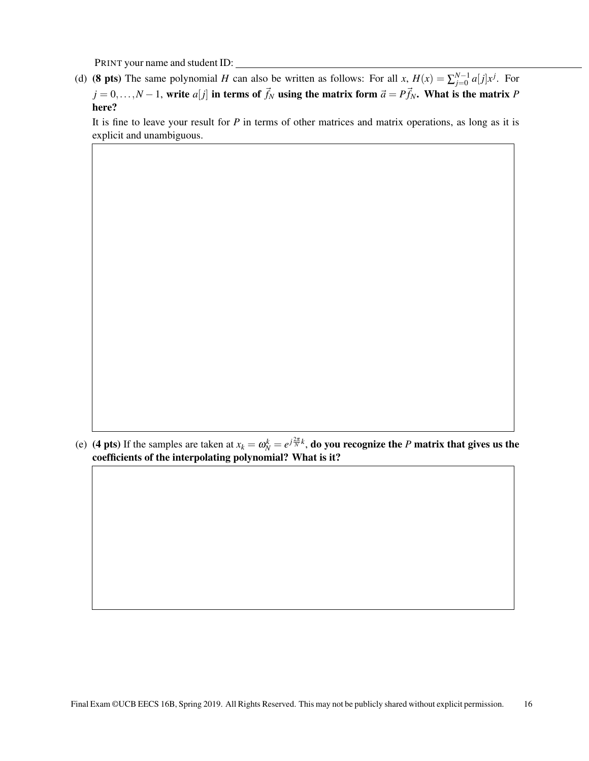PRINT your name and student ID: ______________________

(d) **(8 pts)** The same polynomial $H$ can also be written as follows: For all $x$, $H(x) = \sum_{j=0}^{N-1} a[j]x^j$. For $j = 0, \ldots, N-1$, **write $a[j]$ in terms of $\vec{f}_N$ using the matrix form $\vec{a} = P\vec{f}_N$. What is the matrix $P$ here?**

It is fine to leave your result for $P$ in terms of other matrices and matrix operations, as long as it is explicit and unambiguous.

(e) **(4 pts)** If the samples are taken at $x_k = \omega_N^k = e^{j\frac{2\pi}{N}k}$, **do you recognize the $P$ matrix that gives us the coefficients of the interpolating polynomial? What is it?**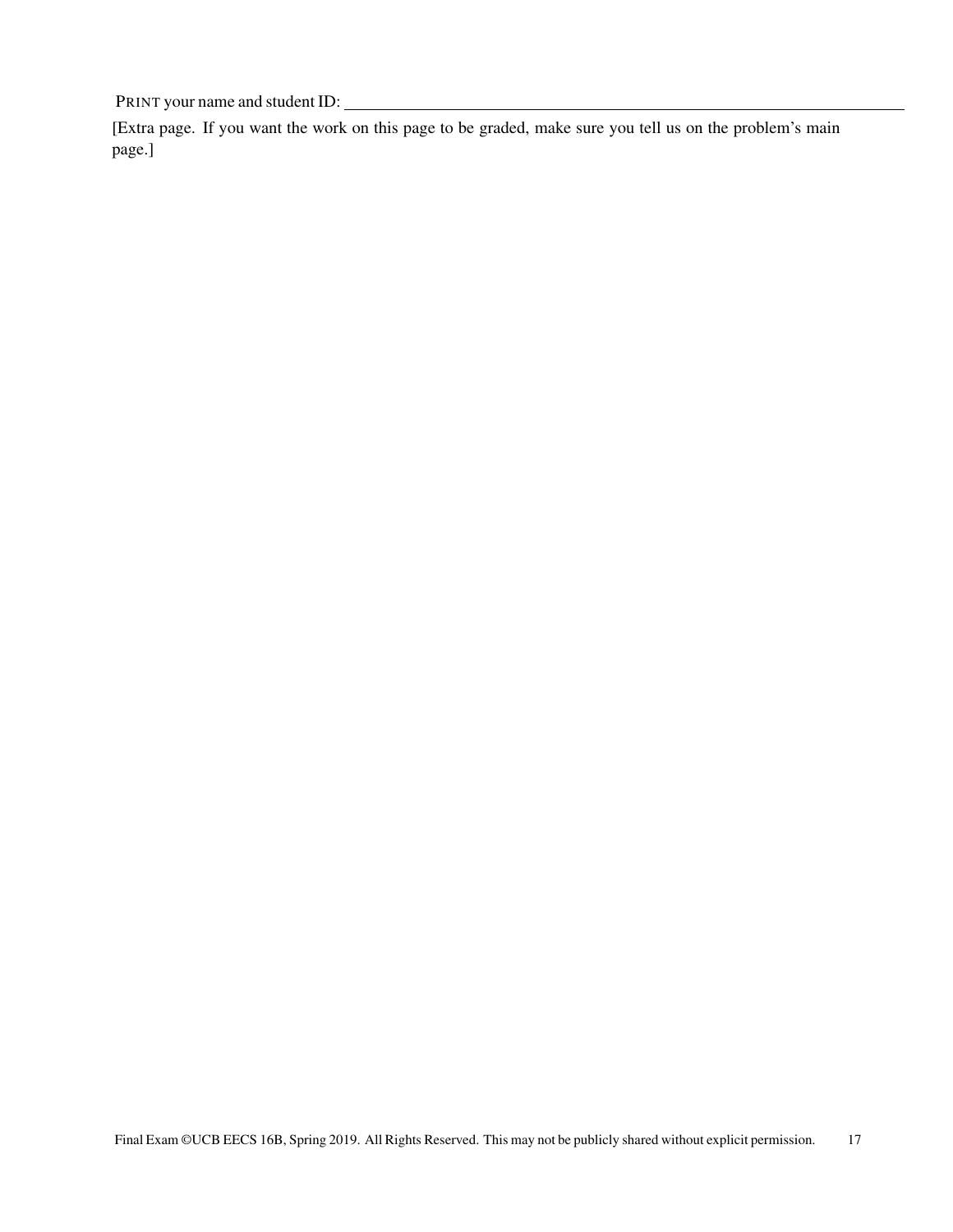PRINT your name and student ID: ______________________________

[Extra page. If you want the work on this page to be graded, make sure you tell us on the problem's main page.]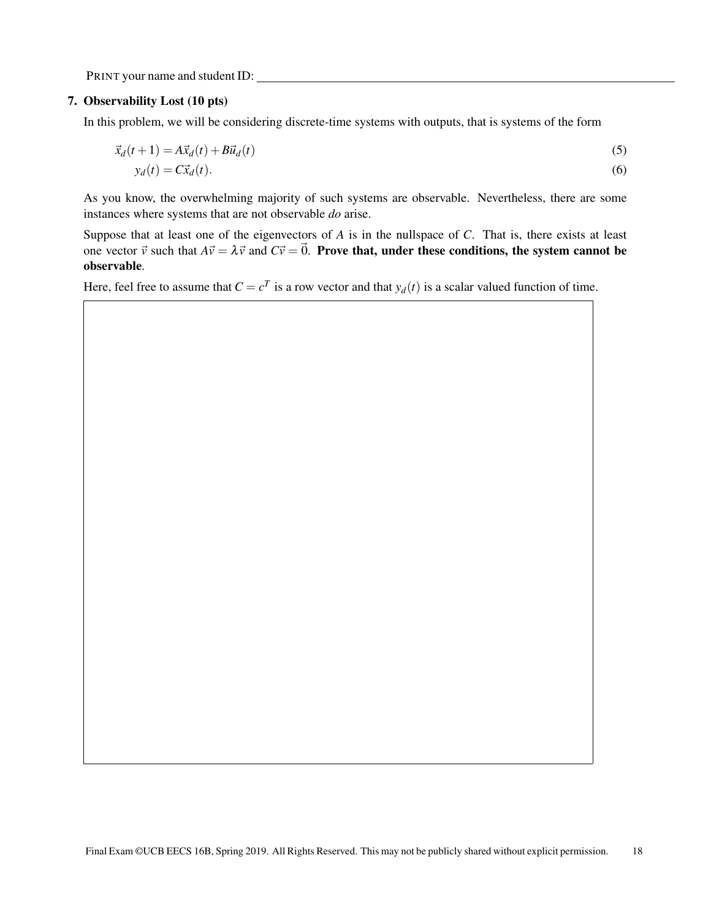PRINT your name and student ID: ______________________________

**7. Observability Lost (10 pts)**

In this problem, we will be considering discrete-time systems with outputs, that is systems of the form

$$\vec{x}_d(t+1) = A\vec{x}_d(t) + B\vec{u}_d(t) \tag{5}$$

$$y_d(t) = C\vec{x}_d(t). \tag{6}$$

As you know, the overwhelming majority of such systems are observable. Nevertheless, there are some instances where systems that are not observable *do* arise.

Suppose that at least one of the eigenvectors of $A$ is in the nullspace of $C$. That is, there exists at least one vector $\vec{v}$ such that $A\vec{v} = \lambda\vec{v}$ and $C\vec{v} = \vec{0}$. **Prove that, under these conditions, the system cannot be observable**.

Here, feel free to assume that $C = c^T$ is a row vector and that $y_d(t)$ is a scalar valued function of time.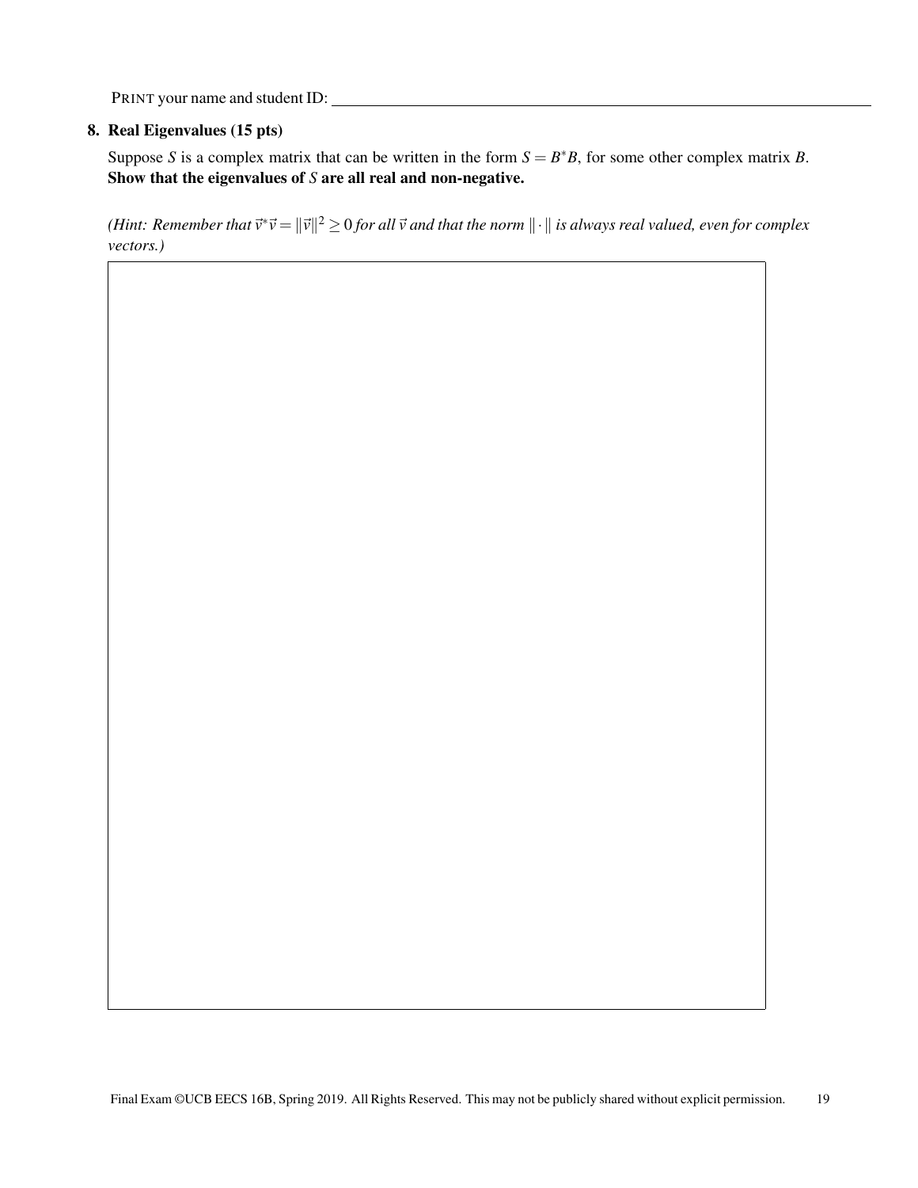PRINT your name and student ID: \_\_\_\_\_\_\_\_\_\_\_\_\_\_\_\_\_\_\_\_\_\_\_\_\_\_\_\_\_\_

**8. Real Eigenvalues (15 pts)**

Suppose $S$ is a complex matrix that can be written in the form $S = B^*B$, for some other complex matrix $B$. **Show that the eigenvalues of $S$ are all real and non-negative.**

*(Hint: Remember that $\vec{v}^*\vec{v} = \|\vec{v}\|^2 \geq 0$ for all $\vec{v}$ and that the norm $\|\cdot\|$ is always real valued, even for complex vectors.)*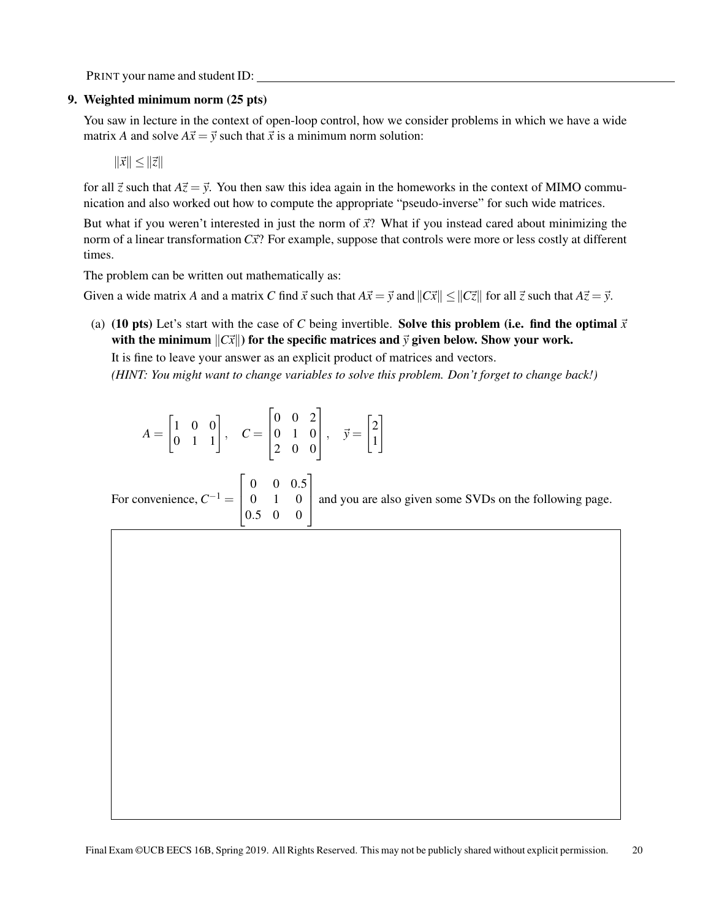PRINT your name and student ID: \_\_\_\_\_\_\_\_\_\_\_\_\_\_\_\_\_\_\_\_\_\_\_\_\_\_\_\_\_\_\_\_\_\_\_\_\_\_\_\_

**9. Weighted minimum norm (25 pts)**

You saw in lecture in the context of open-loop control, how we consider problems in which we have a wide matrix $A$ and solve $A\vec{x} = \vec{y}$ such that $\vec{x}$ is a minimum norm solution:

$$\|\vec{x}\| \leq \|\vec{z}\|$$

for all $\vec{z}$ such that $A\vec{z} = \vec{y}$. You then saw this idea again in the homeworks in the context of MIMO communication and also worked out how to compute the appropriate "pseudo-inverse" for such wide matrices.

But what if you weren't interested in just the norm of $\vec{x}$? What if you instead cared about minimizing the norm of a linear transformation $C\vec{x}$? For example, suppose that controls were more or less costly at different times.

The problem can be written out mathematically as:

Given a wide matrix $A$ and a matrix $C$ find $\vec{x}$ such that $A\vec{x} = \vec{y}$ and $\|C\vec{x}\| \leq \|C\vec{z}\|$ for all $\vec{z}$ such that $A\vec{z} = \vec{y}$.

(a) **(10 pts)** Let's start with the case of $C$ being invertible. **Solve this problem (i.e. find the optimal $\vec{x}$ with the minimum $\|C\vec{x}\|$) for the specific matrices and $\vec{y}$ given below. Show your work.**

It is fine to leave your answer as an explicit product of matrices and vectors.

*(HINT: You might want to change variables to solve this problem. Don't forget to change back!)*

$$A = \begin{bmatrix} 1 & 0 & 0 \\ 0 & 1 & 1 \end{bmatrix}, \quad C = \begin{bmatrix} 0 & 0 & 2 \\ 0 & 1 & 0 \\ 2 & 0 & 0 \end{bmatrix}, \quad \vec{y} = \begin{bmatrix} 2 \\ 1 \end{bmatrix}$$

For convenience, $C^{-1} = \begin{bmatrix} 0 & 0 & 0.5 \\ 0 & 1 & 0 \\ 0.5 & 0 & 0 \end{bmatrix}$ and you are also given some SVDs on the following page.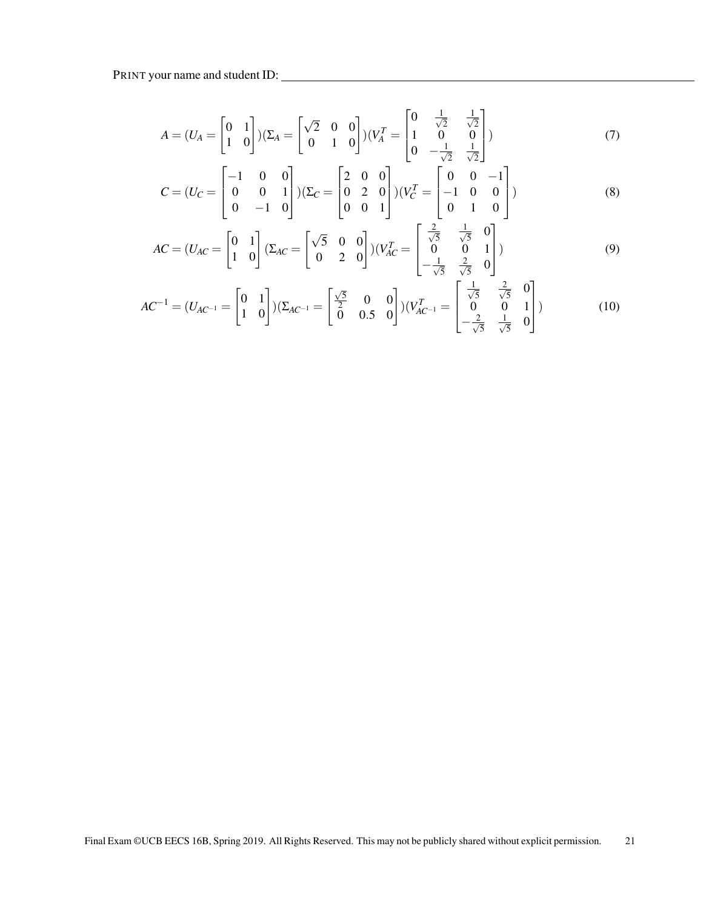PRINT your name and student ID: ______________________

$$A = (U_A = \begin{bmatrix} 0 & 1 \\ 1 & 0 \end{bmatrix})(\Sigma_A = \begin{bmatrix} \sqrt{2} & 0 & 0 \\ 0 & 1 & 0 \end{bmatrix})(V_A^T = \begin{bmatrix} 0 & \frac{1}{\sqrt{2}} & \frac{1}{\sqrt{2}} \\ 1 & 0 & 0 \\ 0 & -\frac{1}{\sqrt{2}} & \frac{1}{\sqrt{2}} \end{bmatrix}) \tag{7}$$

$$C = (U_C = \begin{bmatrix} -1 & 0 & 0 \\ 0 & 0 & 1 \\ 0 & -1 & 0 \end{bmatrix})(\Sigma_C = \begin{bmatrix} 2 & 0 & 0 \\ 0 & 2 & 0 \\ 0 & 0 & 1 \end{bmatrix})(V_C^T = \begin{bmatrix} 0 & 0 & -1 \\ -1 & 0 & 0 \\ 0 & 1 & 0 \end{bmatrix}) \tag{8}$$

$$AC = (U_{AC} = \begin{bmatrix} 0 & 1 \\ 1 & 0 \end{bmatrix}(\Sigma_{AC} = \begin{bmatrix} \sqrt{5} & 0 & 0 \\ 0 & 2 & 0 \end{bmatrix})(V_{AC}^T = \begin{bmatrix} \frac{2}{\sqrt{5}} & \frac{1}{\sqrt{5}} & 0 \\ 0 & 0 & 1 \\ -\frac{1}{\sqrt{5}} & \frac{2}{\sqrt{5}} & 0 \end{bmatrix}) \tag{9}$$

$$AC^{-1} = (U_{AC^{-1}} = \begin{bmatrix} 0 & 1 \\ 1 & 0 \end{bmatrix})(\Sigma_{AC^{-1}} = \begin{bmatrix} \frac{\sqrt{5}}{2} & 0 & 0 \\ 0 & 0.5 & 0 \end{bmatrix})(V_{AC^{-1}}^T = \begin{bmatrix} \frac{1}{\sqrt{5}} & \frac{2}{\sqrt{5}} & 0 \\ 0 & 0 & 1 \\ -\frac{2}{\sqrt{5}} & \frac{1}{\sqrt{5}} & 0 \end{bmatrix}) \tag{10}$$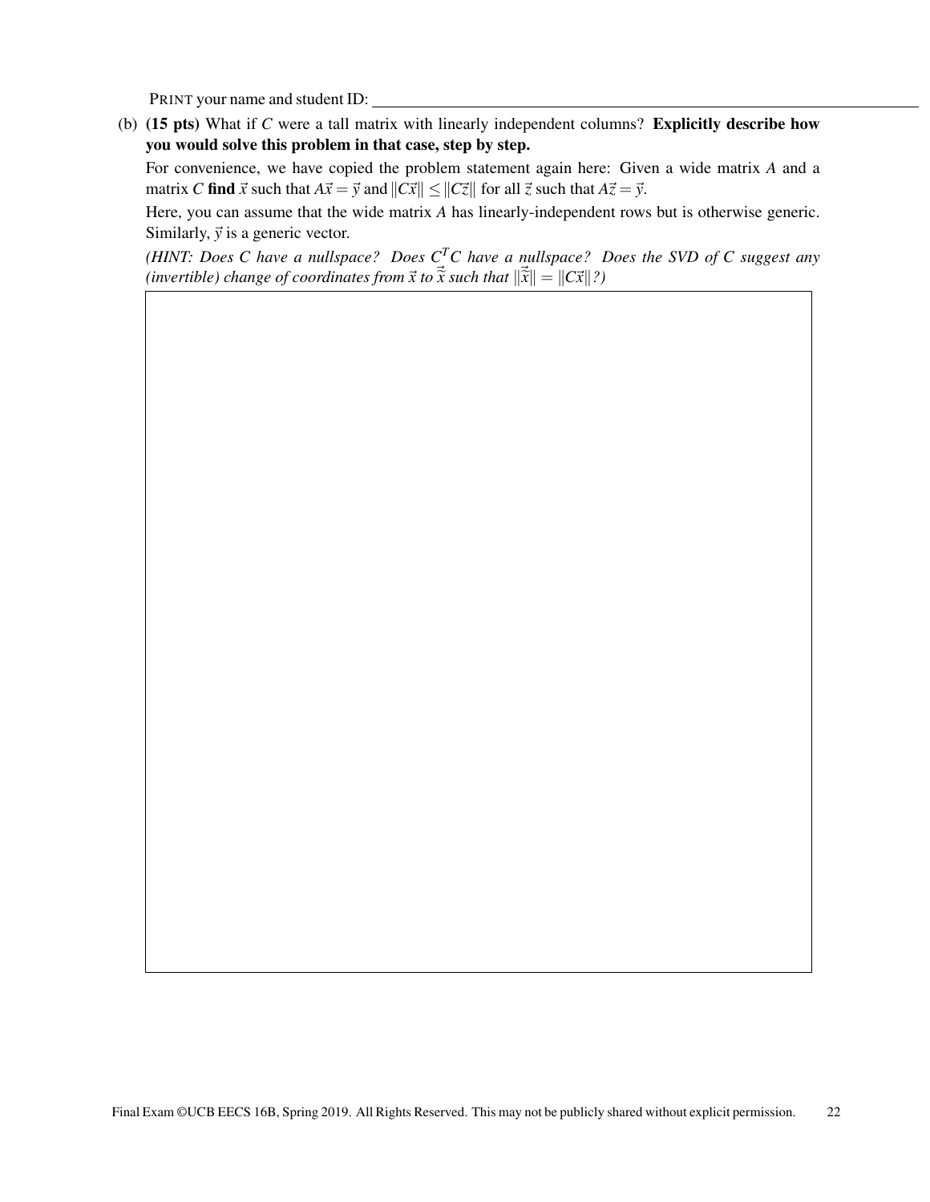PRINT your name and student ID: ______________________________

(b) **(15 pts)** What if $C$ were a tall matrix with linearly independent columns? **Explicitly describe how you would solve this problem in that case, step by step.**

For convenience, we have copied the problem statement again here: Given a wide matrix $A$ and a matrix $C$ **find** $\vec{x}$ such that $A\vec{x} = \vec{y}$ and $\|C\vec{x}\| \leq \|C\vec{z}\|$ for all $\vec{z}$ such that $A\vec{z} = \vec{y}$.

Here, you can assume that the wide matrix $A$ has linearly-independent rows but is otherwise generic. Similarly, $\vec{y}$ is a generic vector.

*(HINT: Does $C$ have a nullspace? Does $C^T C$ have a nullspace? Does the SVD of $C$ suggest any (invertible) change of coordinates from $\vec{x}$ to $\vec{\tilde{x}}$ such that $\|\vec{\tilde{x}}\| = \|C\vec{x}\|$?)*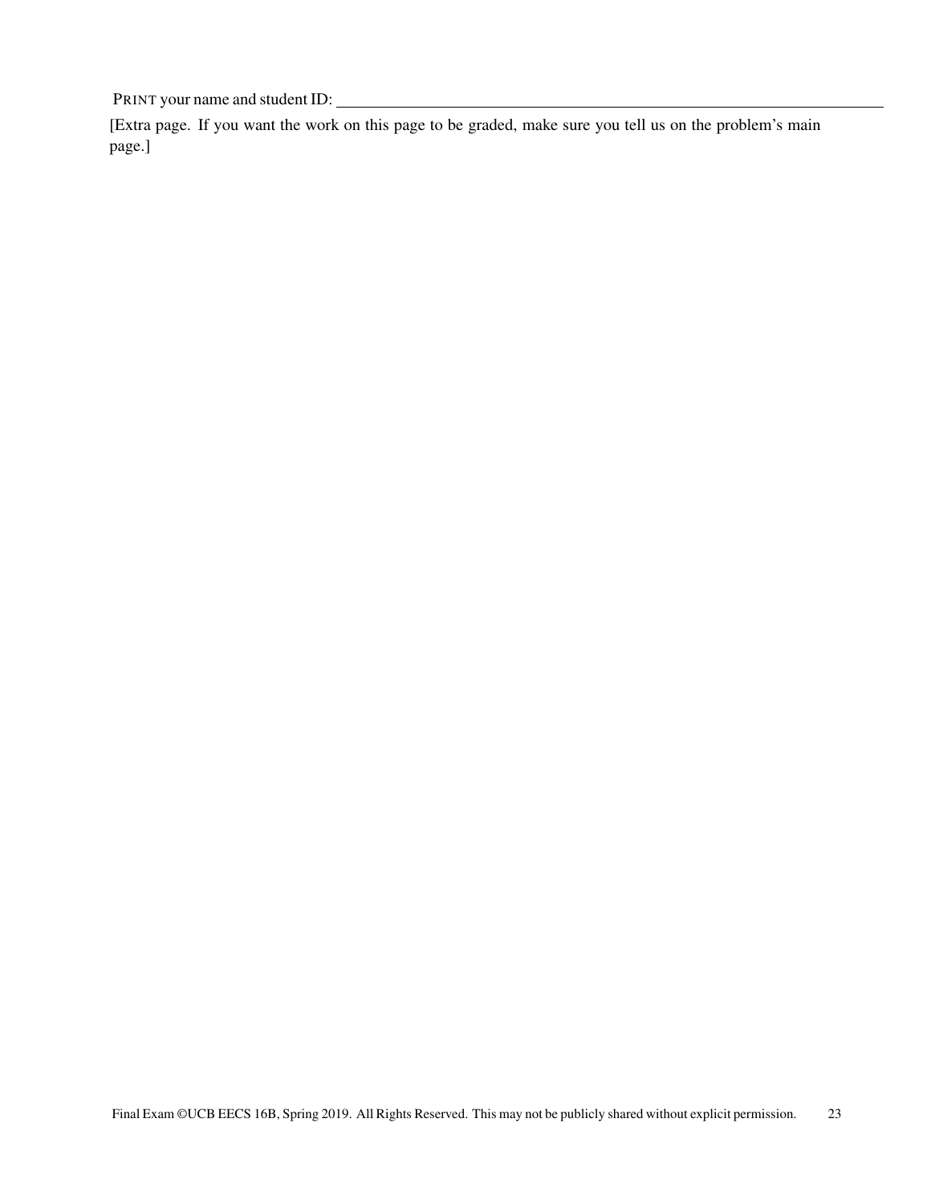PRINT your name and student ID: ______________________________

[Extra page. If you want the work on this page to be graded, make sure you tell us on the problem's main page.]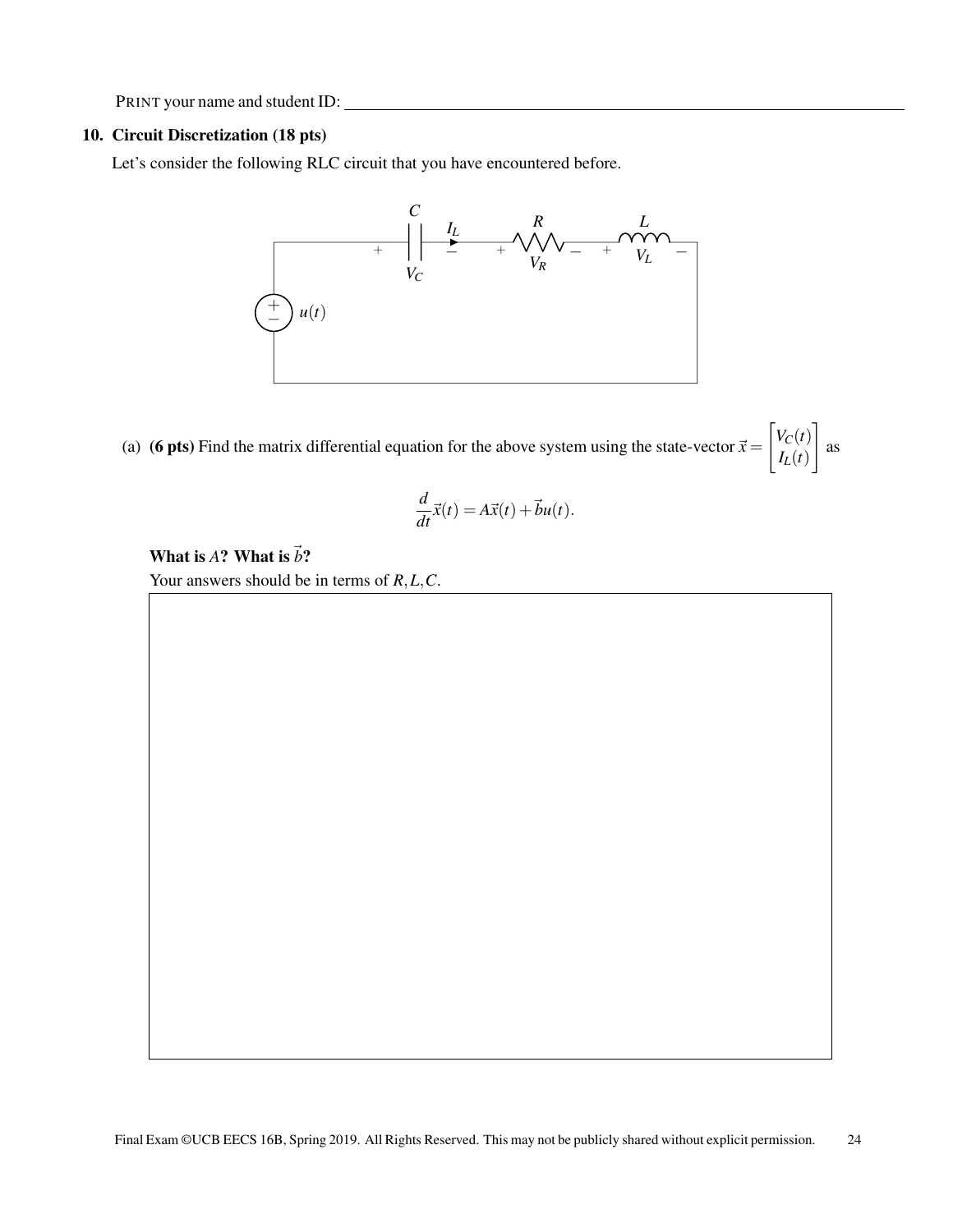PRINT your name and student ID: ____________________

## 10. Circuit Discretization (18 pts)

Let's consider the following RLC circuit that you have encountered before.

(a) **(6 pts)** Find the matrix differential equation for the above system using the state-vector $\vec{x} = \begin{bmatrix} V_C(t) \\ I_L(t) \end{bmatrix}$ as

$$\frac{d}{dt}\vec{x}(t) = A\vec{x}(t) + \vec{b}u(t).$$

**What is $A$? What is $\vec{b}$?**

Your answers should be in terms of $R, L, C$.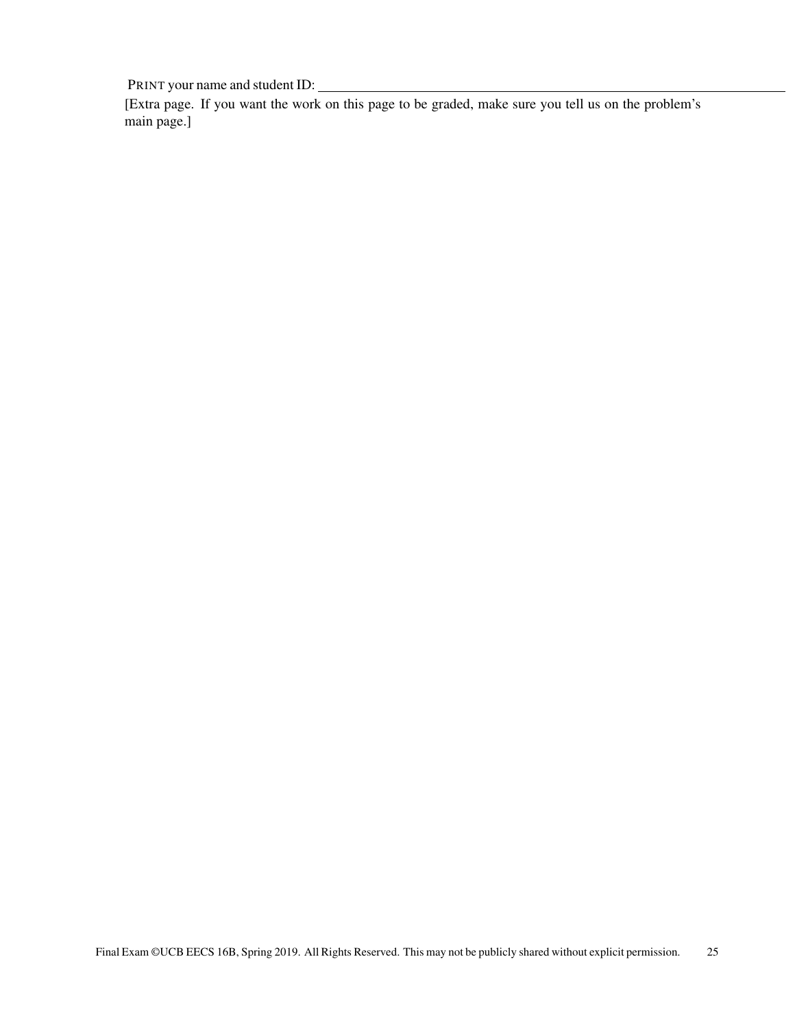PRINT your name and student ID: ____________________

[Extra page. If you want the work on this page to be graded, make sure you tell us on the problem's main page.]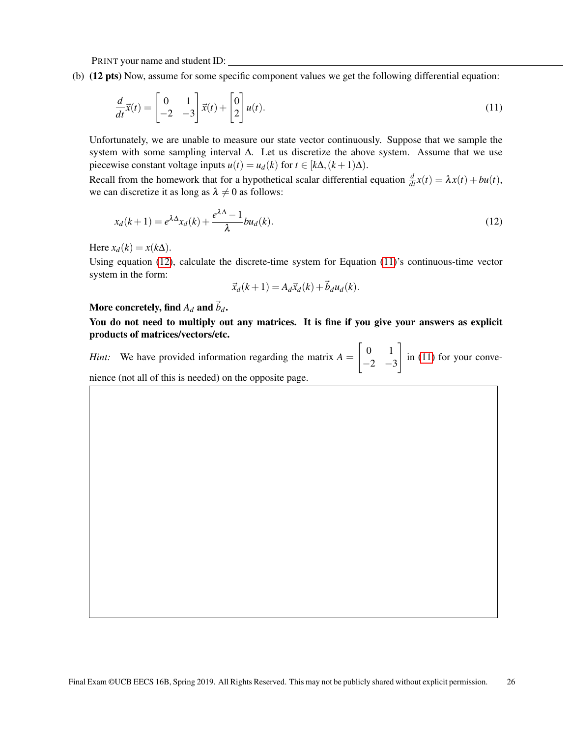PRINT your name and student ID: ____________________

(b) **(12 pts)** Now, assume for some specific component values we get the following differential equation:

$$\frac{d}{dt}\vec{x}(t) = \begin{bmatrix} 0 & 1 \\ -2 & -3 \end{bmatrix} \vec{x}(t) + \begin{bmatrix} 0 \\ 2 \end{bmatrix} u(t). \tag{11}$$

Unfortunately, we are unable to measure our state vector continuously. Suppose that we sample the system with some sampling interval $\Delta$. Let us discretize the above system. Assume that we use piecewise constant voltage inputs $u(t) = u_d(k)$ for $t \in [k\Delta, (k+1)\Delta)$.

Recall from the homework that for a hypothetical scalar differential equation $\frac{d}{dt}x(t) = \lambda x(t) + bu(t)$, we can discretize it as long as $\lambda \neq 0$ as follows:

$$x_d(k+1) = e^{\lambda\Delta} x_d(k) + \frac{e^{\lambda\Delta} - 1}{\lambda} b u_d(k). \tag{12}$$

Here $x_d(k) = x(k\Delta)$.

Using equation (12), calculate the discrete-time system for Equation (11)'s continuous-time vector system in the form:

$$\vec{x}_d(k+1) = A_d \vec{x}_d(k) + \vec{b}_d u_d(k).$$

**More concretely, find $A_d$ and $\vec{b}_d$.**

**You do not need to multiply out any matrices. It is fine if you give your answers as explicit products of matrices/vectors/etc.**

*Hint:* We have provided information regarding the matrix $A = \begin{bmatrix} 0 & 1 \\ -2 & -3 \end{bmatrix}$ in (11) for your convenience (not all of this is needed) on the opposite page.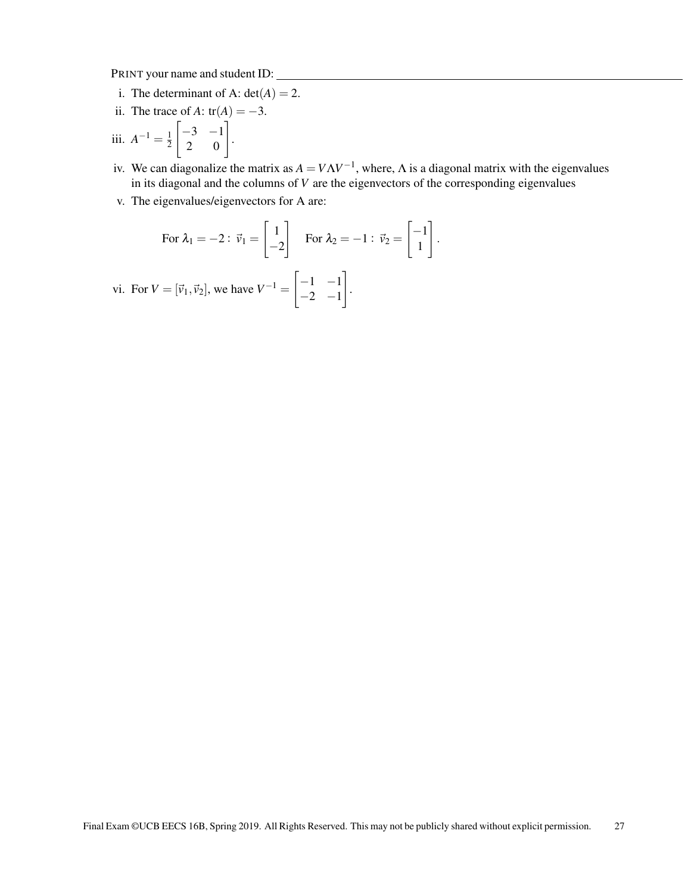PRINT your name and student ID: ____________________

i. The determinant of A: $\det(A) = 2$.

ii. The trace of $A$: $\text{tr}(A) = -3$.

iii. $A^{-1} = \frac{1}{2}\begin{bmatrix} -3 & -1 \\ 2 & 0 \end{bmatrix}$.

iv. We can diagonalize the matrix as $A = V\Lambda V^{-1}$, where, $\Lambda$ is a diagonal matrix with the eigenvalues in its diagonal and the columns of $V$ are the eigenvectors of the corresponding eigenvalues

v. The eigenvalues/eigenvectors for A are:

$$\text{For } \lambda_1 = -2 : \vec{v}_1 = \begin{bmatrix} 1 \\ -2 \end{bmatrix} \quad \text{For } \lambda_2 = -1 : \vec{v}_2 = \begin{bmatrix} -1 \\ 1 \end{bmatrix}.$$

vi. For $V = [\vec{v}_1, \vec{v}_2]$, we have $V^{-1} = \begin{bmatrix} -1 & -1 \\ -2 & -1 \end{bmatrix}$.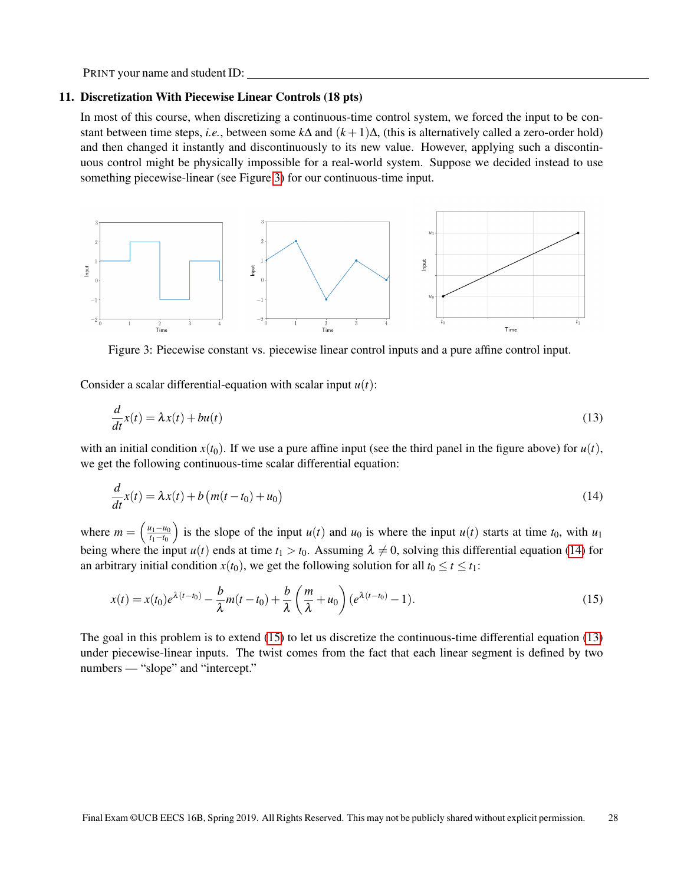PRINT your name and student ID: ___________________________

### 11. Discretization With Piecewise Linear Controls (18 pts)

In most of this course, when discretizing a continuous-time control system, we forced the input to be constant between time steps, *i.e.*, between some $k\Delta$ and $(k+1)\Delta$, (this is alternatively called a zero-order hold) and then changed it instantly and discontinuously to its new value. However, applying such a discontinuous control might be physically impossible for a real-world system. Suppose we decided instead to use something piecewise-linear (see Figure 3) for our continuous-time input.

Figure 3: Piecewise constant vs. piecewise linear control inputs and a pure affine control input.

Consider a scalar differential-equation with scalar input $u(t)$:

$$\frac{d}{dt}x(t) = \lambda x(t) + bu(t) \tag{13}$$

with an initial condition $x(t_0)$. If we use a pure affine input (see the third panel in the figure above) for $u(t)$, we get the following continuous-time scalar differential equation:

$$\frac{d}{dt}x(t) = \lambda x(t) + b\left(m(t-t_0) + u_0\right) \tag{14}$$

where $m = \left(\frac{u_1 - u_0}{t_1 - t_0}\right)$ is the slope of the input $u(t)$ and $u_0$ is where the input $u(t)$ starts at time $t_0$, with $u_1$ being where the input $u(t)$ ends at time $t_1 > t_0$. Assuming $\lambda \neq 0$, solving this differential equation (14) for an arbitrary initial condition $x(t_0)$, we get the following solution for all $t_0 \leq t \leq t_1$:

$$x(t) = x(t_0)e^{\lambda(t-t_0)} - \frac{b}{\lambda}m(t-t_0) + \frac{b}{\lambda}\left(\frac{m}{\lambda} + u_0\right)(e^{\lambda(t-t_0)} - 1). \tag{15}$$

The goal in this problem is to extend (15) to let us discretize the continuous-time differential equation (13) under piecewise-linear inputs. The twist comes from the fact that each linear segment is defined by two numbers — "slope" and "intercept."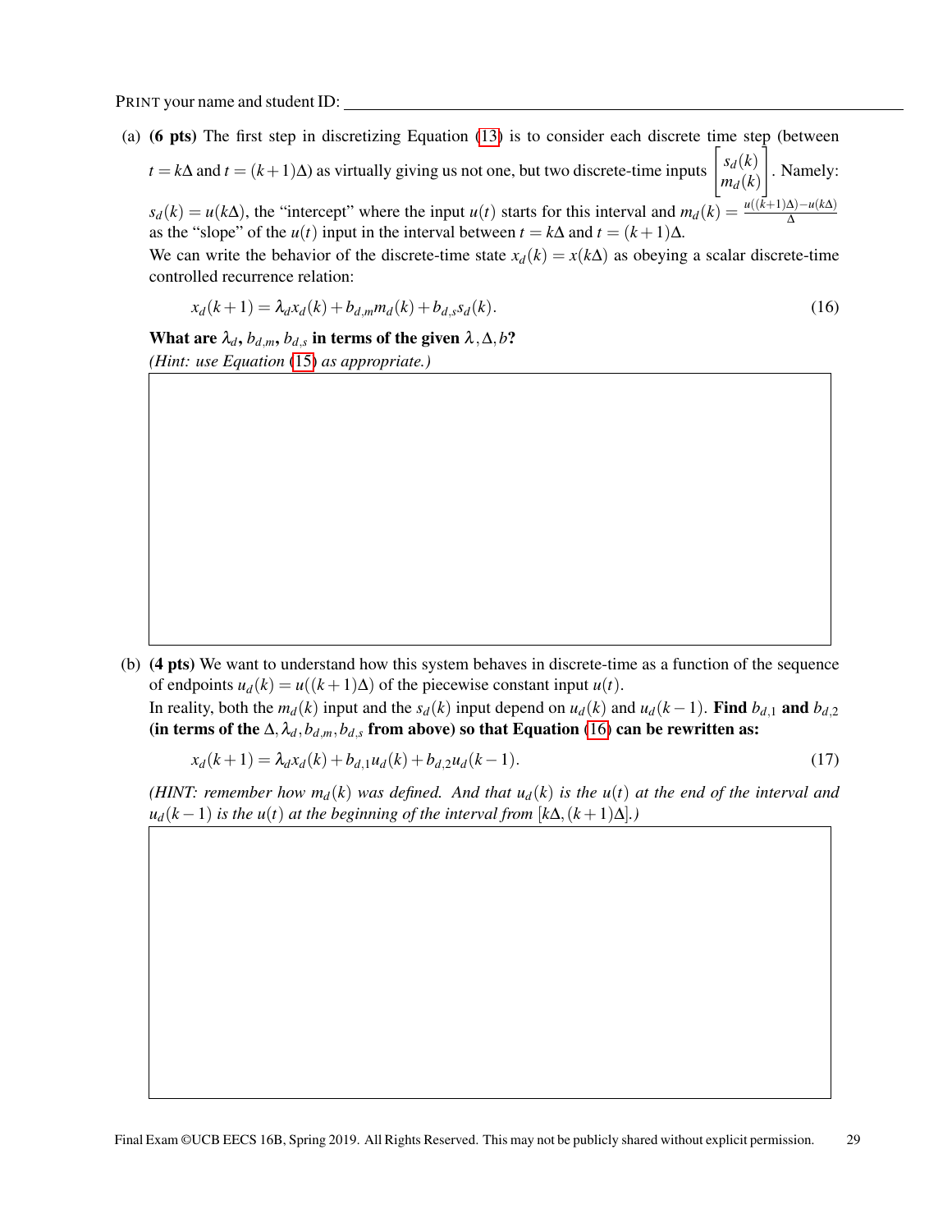PRINT your name and student ID: ______________________________

(a) **(6 pts)** The first step in discretizing Equation (13) is to consider each discrete time step (between $t = k\Delta$ and $t = (k+1)\Delta$) as virtually giving us not one, but two discrete-time inputs $\begin{bmatrix} s_d(k) \\ m_d(k) \end{bmatrix}$. Namely: $s_d(k) = u(k\Delta)$, the "intercept" where the input $u(t)$ starts for this interval and $m_d(k) = \frac{u((k+1)\Delta) - u(k\Delta)}{\Delta}$ as the "slope" of the $u(t)$ input in the interval between $t = k\Delta$ and $t = (k+1)\Delta$.

We can write the behavior of the discrete-time state $x_d(k) = x(k\Delta)$ as obeying a scalar discrete-time controlled recurrence relation:

$$x_d(k+1) = \lambda_d x_d(k) + b_{d,m} m_d(k) + b_{d,s} s_d(k). \tag{16}$$

**What are $\lambda_d$, $b_{d,m}$, $b_{d,s}$ in terms of the given $\lambda, \Delta, b$?**

*(Hint: use Equation (15) as appropriate.)*

(b) **(4 pts)** We want to understand how this system behaves in discrete-time as a function of the sequence of endpoints $u_d(k) = u((k+1)\Delta)$ of the piecewise constant input $u(t)$.

In reality, both the $m_d(k)$ input and the $s_d(k)$ input depend on $u_d(k)$ and $u_d(k-1)$. **Find $b_{d,1}$ and $b_{d,2}$ (in terms of the $\Delta, \lambda_d, b_{d,m}, b_{d,s}$ from above) so that Equation (16) can be rewritten as:**

$$x_d(k+1) = \lambda_d x_d(k) + b_{d,1} u_d(k) + b_{d,2} u_d(k-1). \tag{17}$$

*(HINT: remember how $m_d(k)$ was defined. And that $u_d(k)$ is the $u(t)$ at the end of the interval and $u_d(k-1)$ is the $u(t)$ at the beginning of the interval from $[k\Delta, (k+1)\Delta]$.)*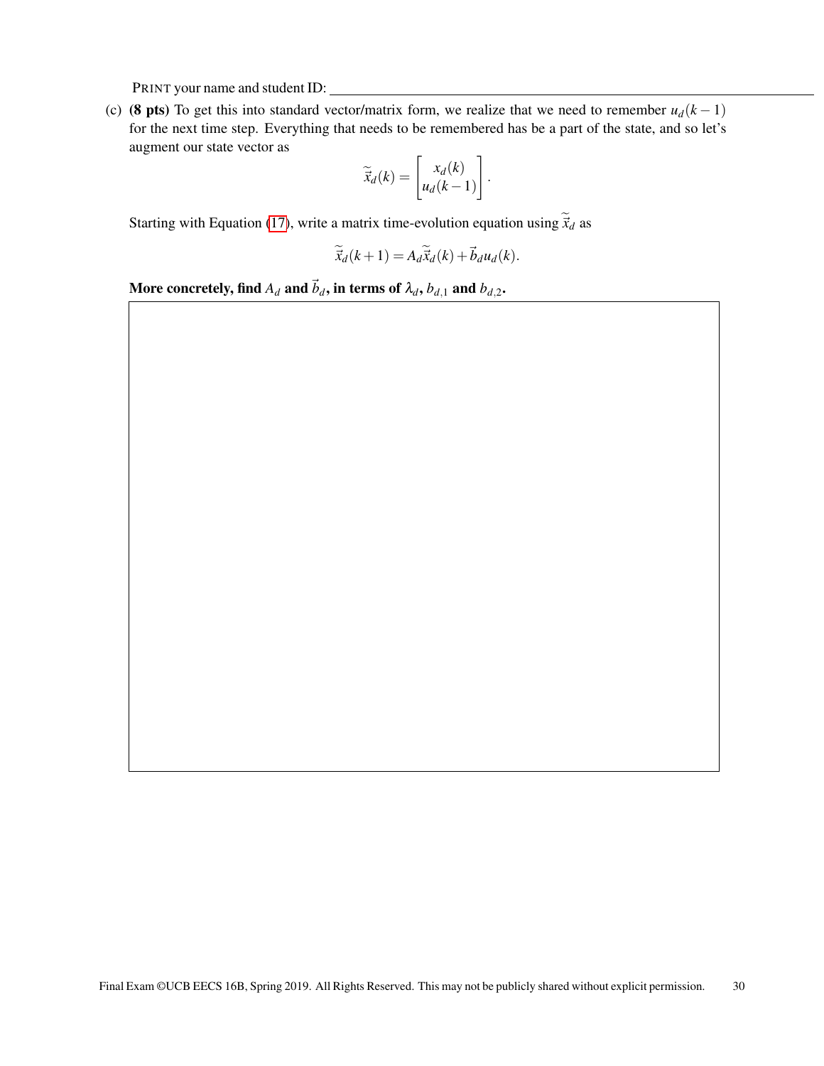PRINT your name and student ID: ____________________

(c) **(8 pts)** To get this into standard vector/matrix form, we realize that we need to remember $u_d(k-1)$ for the next time step. Everything that needs to be remembered has be a part of the state, and so let's augment our state vector as

$$\tilde{\vec{x}}_d(k) = \begin{bmatrix} x_d(k) \\ u_d(k-1) \end{bmatrix}.$$

Starting with Equation (17), write a matrix time-evolution equation using $\tilde{\vec{x}}_d$ as

$$\tilde{\vec{x}}_d(k+1) = A_d \tilde{\vec{x}}_d(k) + \vec{b}_d u_d(k).$$

**More concretely, find $A_d$ and $\vec{b}_d$, in terms of $\lambda_d$, $b_{d,1}$ and $b_{d,2}$.**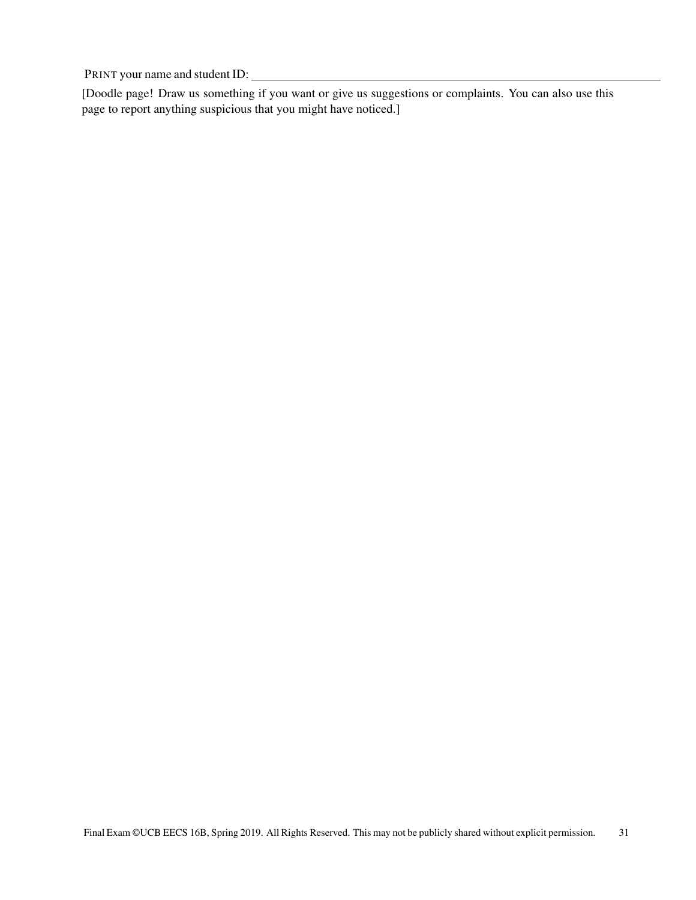PRINT your name and student ID: ____________________________________________

[Doodle page! Draw us something if you want or give us suggestions or complaints. You can also use this page to report anything suspicious that you might have noticed.]